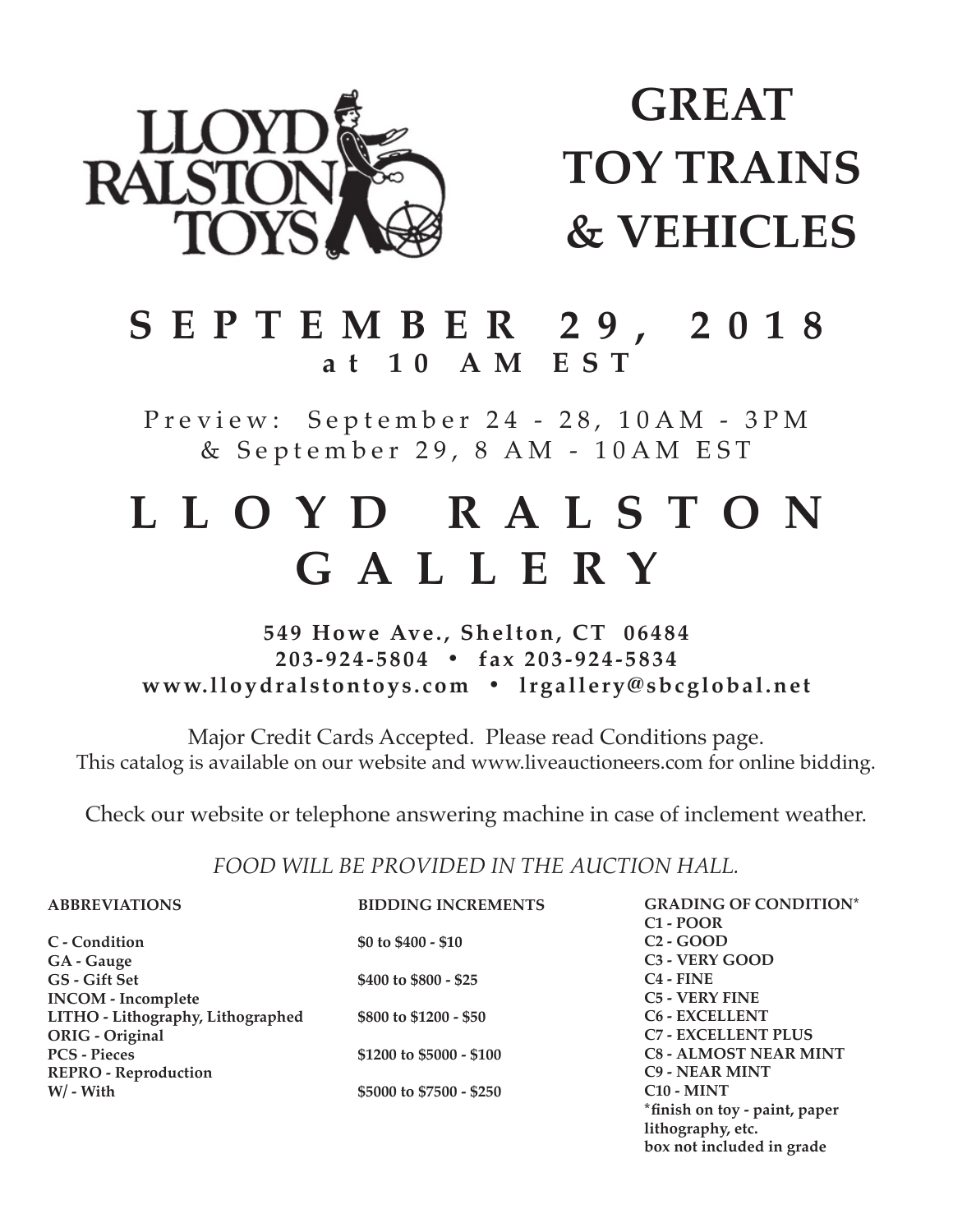LLOYD RALSTON TOYS

# GREAT TOY TRAINS & VEHICLES

## SEPTEMBER 29, 2018
**at 10 AM EST**

Preview: September 24 - 28, 10AM - 3PM
& September 29, 8 AM - 10AM EST

# LLOYD RALSTON GALLERY

**549 Howe Ave., Shelton, CT 06484**
**203-924-5804 • fax 203-924-5834**
**www.lloydralstontoys.com • lrgallery@sbcglobal.net**

Major Credit Cards Accepted. Please read Conditions page.
This catalog is available on our website and www.liveauctioneers.com for online bidding.

Check our website or telephone answering machine in case of inclement weather.

*FOOD WILL BE PROVIDED IN THE AUCTION HALL.*

**ABBREVIATIONS**

**C - Condition**
**GA - Gauge**
**GS - Gift Set**
**INCOM - Incomplete**
**LITHO - Lithography, Lithographed**
**ORIG - Original**
**PCS - Pieces**
**REPRO - Reproduction**
**W/ - With**

**BIDDING INCREMENTS**

**$0 to $400 - $10**
**$400 to $800 - $25**
**$800 to $1200 - $50**
**$1200 to $5000 - $100**
**$5000 to $7500 - $250**

**GRADING OF CONDITION***
**C1 - POOR**
**C2 - GOOD**
**C3 - VERY GOOD**
**C4 - FINE**
**C5 - VERY FINE**
**C6 - EXCELLENT**
**C7 - EXCELLENT PLUS**
**C8 - ALMOST NEAR MINT**
**C9 - NEAR MINT**
**C10 - MINT**
***finish on toy - paint, paper lithography, etc.**
**box not included in grade**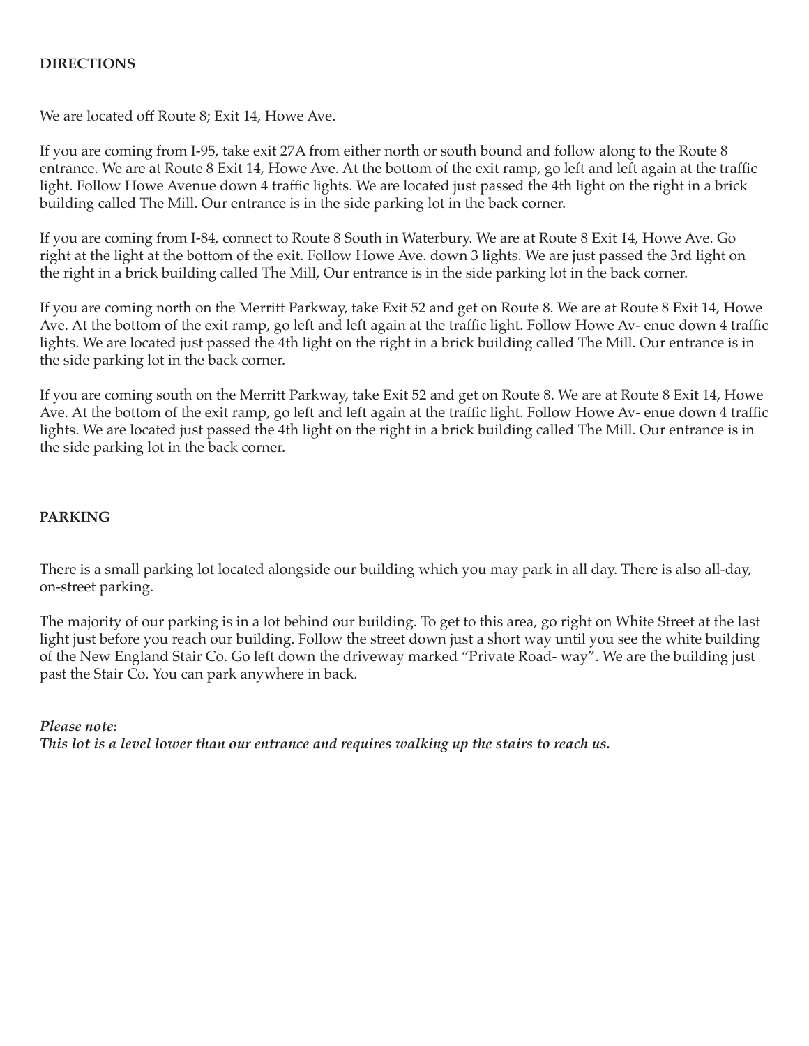**DIRECTIONS**

We are located off Route 8; Exit 14, Howe Ave.

If you are coming from I-95, take exit 27A from either north or south bound and follow along to the Route 8 entrance. We are at Route 8 Exit 14, Howe Ave. At the bottom of the exit ramp, go left and left again at the traffic light. Follow Howe Avenue down 4 traffic lights. We are located just passed the 4th light on the right in a brick building called The Mill. Our entrance is in the side parking lot in the back corner.

If you are coming from I-84, connect to Route 8 South in Waterbury. We are at Route 8 Exit 14, Howe Ave. Go right at the light at the bottom of the exit. Follow Howe Ave. down 3 lights. We are just passed the 3rd light on the right in a brick building called The Mill, Our entrance is in the side parking lot in the back corner.

If you are coming north on the Merritt Parkway, take Exit 52 and get on Route 8. We are at Route 8 Exit 14, Howe Ave. At the bottom of the exit ramp, go left and left again at the traffic light. Follow Howe Av- enue down 4 traffic lights. We are located just passed the 4th light on the right in a brick building called The Mill. Our entrance is in the side parking lot in the back corner.

If you are coming south on the Merritt Parkway, take Exit 52 and get on Route 8. We are at Route 8 Exit 14, Howe Ave. At the bottom of the exit ramp, go left and left again at the traffic light. Follow Howe Av- enue down 4 traffic lights. We are located just passed the 4th light on the right in a brick building called The Mill. Our entrance is in the side parking lot in the back corner.

**PARKING**

There is a small parking lot located alongside our building which you may park in all day. There is also all-day, on-street parking.

The majority of our parking is in a lot behind our building. To get to this area, go right on White Street at the last light just before you reach our building. Follow the street down just a short way until you see the white building of the New England Stair Co. Go left down the driveway marked "Private Road- way". We are the building just past the Stair Co. You can park anywhere in back.

***Please note:***
***This lot is a level lower than our entrance and requires walking up the stairs to reach us.***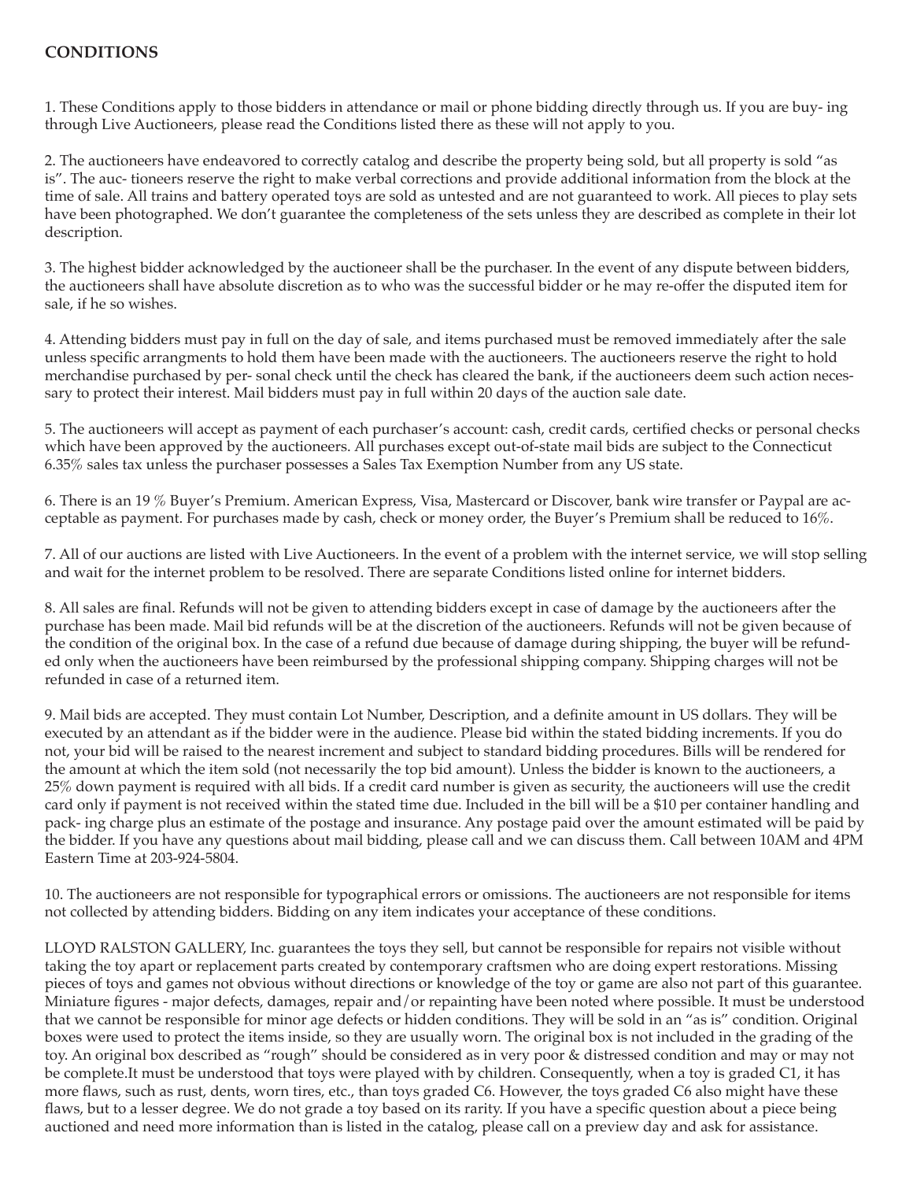## CONDITIONS

1. These Conditions apply to those bidders in attendance or mail or phone bidding directly through us. If you are buy- ing through Live Auctioneers, please read the Conditions listed there as these will not apply to you.

2. The auctioneers have endeavored to correctly catalog and describe the property being sold, but all property is sold "as is". The auc- tioneers reserve the right to make verbal corrections and provide additional information from the block at the time of sale. All trains and battery operated toys are sold as untested and are not guaranteed to work. All pieces to play sets have been photographed. We don't guarantee the completeness of the sets unless they are described as complete in their lot description.

3. The highest bidder acknowledged by the auctioneer shall be the purchaser. In the event of any dispute between bidders, the auctioneers shall have absolute discretion as to who was the successful bidder or he may re-offer the disputed item for sale, if he so wishes.

4. Attending bidders must pay in full on the day of sale, and items purchased must be removed immediately after the sale unless specific arrangments to hold them have been made with the auctioneers. The auctioneers reserve the right to hold merchandise purchased by per- sonal check until the check has cleared the bank, if the auctioneers deem such action neces- sary to protect their interest. Mail bidders must pay in full within 20 days of the auction sale date.

5. The auctioneers will accept as payment of each purchaser's account: cash, credit cards, certified checks or personal checks which have been approved by the auctioneers. All purchases except out-of-state mail bids are subject to the Connecticut 6.35% sales tax unless the purchaser possesses a Sales Tax Exemption Number from any US state.

6. There is an 19 % Buyer's Premium. American Express, Visa, Mastercard or Discover, bank wire transfer or Paypal are ac- ceptable as payment. For purchases made by cash, check or money order, the Buyer's Premium shall be reduced to 16%.

7. All of our auctions are listed with Live Auctioneers. In the event of a problem with the internet service, we will stop selling and wait for the internet problem to be resolved. There are separate Conditions listed online for internet bidders.

8. All sales are final. Refunds will not be given to attending bidders except in case of damage by the auctioneers after the purchase has been made. Mail bid refunds will be at the discretion of the auctioneers. Refunds will not be given because of the condition of the original box. In the case of a refund due because of damage during shipping, the buyer will be refund- ed only when the auctioneers have been reimbursed by the professional shipping company. Shipping charges will not be refunded in case of a returned item.

9. Mail bids are accepted. They must contain Lot Number, Description, and a definite amount in US dollars. They will be executed by an attendant as if the bidder were in the audience. Please bid within the stated bidding increments. If you do not, your bid will be raised to the nearest increment and subject to standard bidding procedures. Bills will be rendered for the amount at which the item sold (not necessarily the top bid amount). Unless the bidder is known to the auctioneers, a 25% down payment is required with all bids. If a credit card number is given as security, the auctioneers will use the credit card only if payment is not received within the stated time due. Included in the bill will be a $10 per container handling and pack- ing charge plus an estimate of the postage and insurance. Any postage paid over the amount estimated will be paid by the bidder. If you have any questions about mail bidding, please call and we can discuss them. Call between 10AM and 4PM Eastern Time at 203-924-5804.

10. The auctioneers are not responsible for typographical errors or omissions. The auctioneers are not responsible for items not collected by attending bidders. Bidding on any item indicates your acceptance of these conditions.

LLOYD RALSTON GALLERY, Inc. guarantees the toys they sell, but cannot be responsible for repairs not visible without taking the toy apart or replacement parts created by contemporary craftsmen who are doing expert restorations. Missing pieces of toys and games not obvious without directions or knowledge of the toy or game are also not part of this guarantee. Miniature figures - major defects, damages, repair and/or repainting have been noted where possible. It must be understood that we cannot be responsible for minor age defects or hidden conditions. They will be sold in an "as is" condition. Original boxes were used to protect the items inside, so they are usually worn. The original box is not included in the grading of the toy. An original box described as "rough" should be considered as in very poor & distressed condition and may or may not be complete.It must be understood that toys were played with by children. Consequently, when a toy is graded C1, it has more flaws, such as rust, dents, worn tires, etc., than toys graded C6. However, the toys graded C6 also might have these flaws, but to a lesser degree. We do not grade a toy based on its rarity. If you have a specific question about a piece being auctioned and need more information than is listed in the catalog, please call on a preview day and ask for assistance.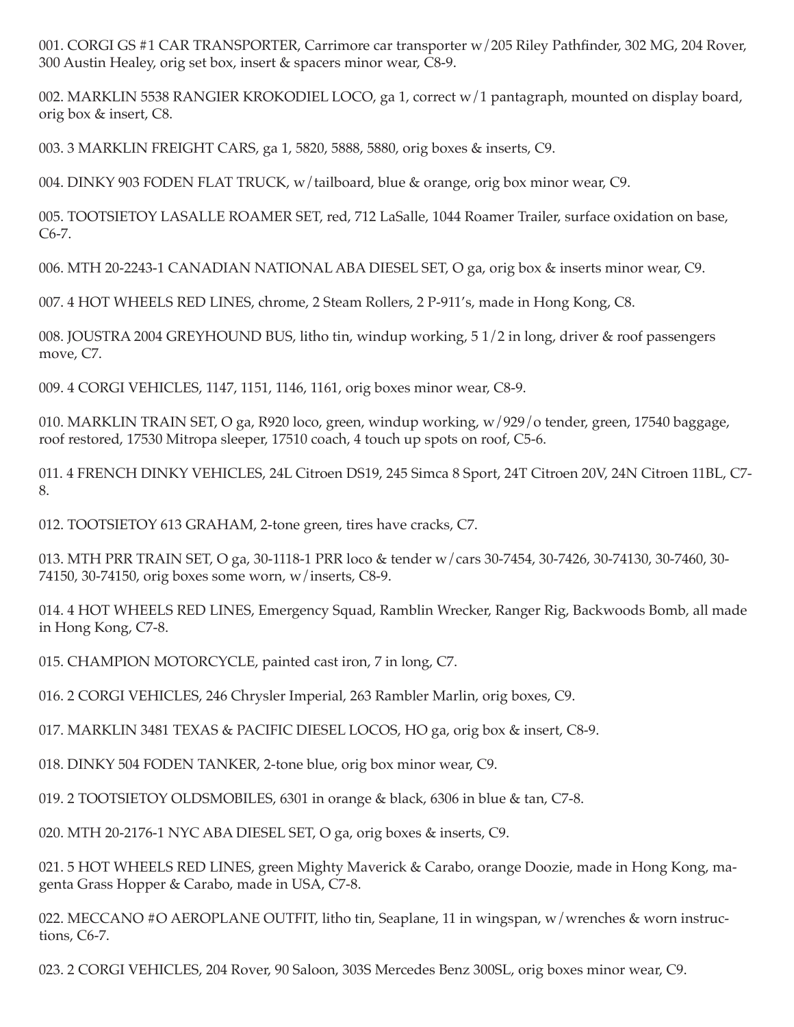001. CORGI GS #1 CAR TRANSPORTER, Carrimore car transporter w/205 Riley Pathfinder, 302 MG, 204 Rover, 300 Austin Healey, orig set box, insert & spacers minor wear, C8-9.

002. MARKLIN 5538 RANGIER KROKODIEL LOCO, ga 1, correct w/1 pantagraph, mounted on display board, orig box & insert, C8.

003. 3 MARKLIN FREIGHT CARS, ga 1, 5820, 5888, 5880, orig boxes & inserts, C9.

004. DINKY 903 FODEN FLAT TRUCK, w/tailboard, blue & orange, orig box minor wear, C9.

005. TOOTSIETOY LASALLE ROAMER SET, red, 712 LaSalle, 1044 Roamer Trailer, surface oxidation on base, C6-7.

006. MTH 20-2243-1 CANADIAN NATIONAL ABA DIESEL SET, O ga, orig box & inserts minor wear, C9.

007. 4 HOT WHEELS RED LINES, chrome, 2 Steam Rollers, 2 P-911's, made in Hong Kong, C8.

008. JOUSTRA 2004 GREYHOUND BUS, litho tin, windup working, 5 1/2 in long, driver & roof passengers move, C7.

009. 4 CORGI VEHICLES, 1147, 1151, 1146, 1161, orig boxes minor wear, C8-9.

010. MARKLIN TRAIN SET, O ga, R920 loco, green, windup working, w/929/o tender, green, 17540 baggage, roof restored, 17530 Mitropa sleeper, 17510 coach, 4 touch up spots on roof, C5-6.

011. 4 FRENCH DINKY VEHICLES, 24L Citroen DS19, 245 Simca 8 Sport, 24T Citroen 20V, 24N Citroen 11BL, C7-8.

012. TOOTSIETOY 613 GRAHAM, 2-tone green, tires have cracks, C7.

013. MTH PRR TRAIN SET, O ga, 30-1118-1 PRR loco & tender w/cars 30-7454, 30-7426, 30-74130, 30-7460, 30-74150, 30-74150, orig boxes some worn, w/inserts, C8-9.

014. 4 HOT WHEELS RED LINES, Emergency Squad, Ramblin Wrecker, Ranger Rig, Backwoods Bomb, all made in Hong Kong, C7-8.

015. CHAMPION MOTORCYCLE, painted cast iron, 7 in long, C7.

016. 2 CORGI VEHICLES, 246 Chrysler Imperial, 263 Rambler Marlin, orig boxes, C9.

017. MARKLIN 3481 TEXAS & PACIFIC DIESEL LOCOS, HO ga, orig box & insert, C8-9.

018. DINKY 504 FODEN TANKER, 2-tone blue, orig box minor wear, C9.

019. 2 TOOTSIETOY OLDSMOBILES, 6301 in orange & black, 6306 in blue & tan, C7-8.

020. MTH 20-2176-1 NYC ABA DIESEL SET, O ga, orig boxes & inserts, C9.

021. 5 HOT WHEELS RED LINES, green Mighty Maverick & Carabo, orange Doozie, made in Hong Kong, magenta Grass Hopper & Carabo, made in USA, C7-8.

022. MECCANO #O AEROPLANE OUTFIT, litho tin, Seaplane, 11 in wingspan, w/wrenches & worn instructions, C6-7.

023. 2 CORGI VEHICLES, 204 Rover, 90 Saloon, 303S Mercedes Benz 300SL, orig boxes minor wear, C9.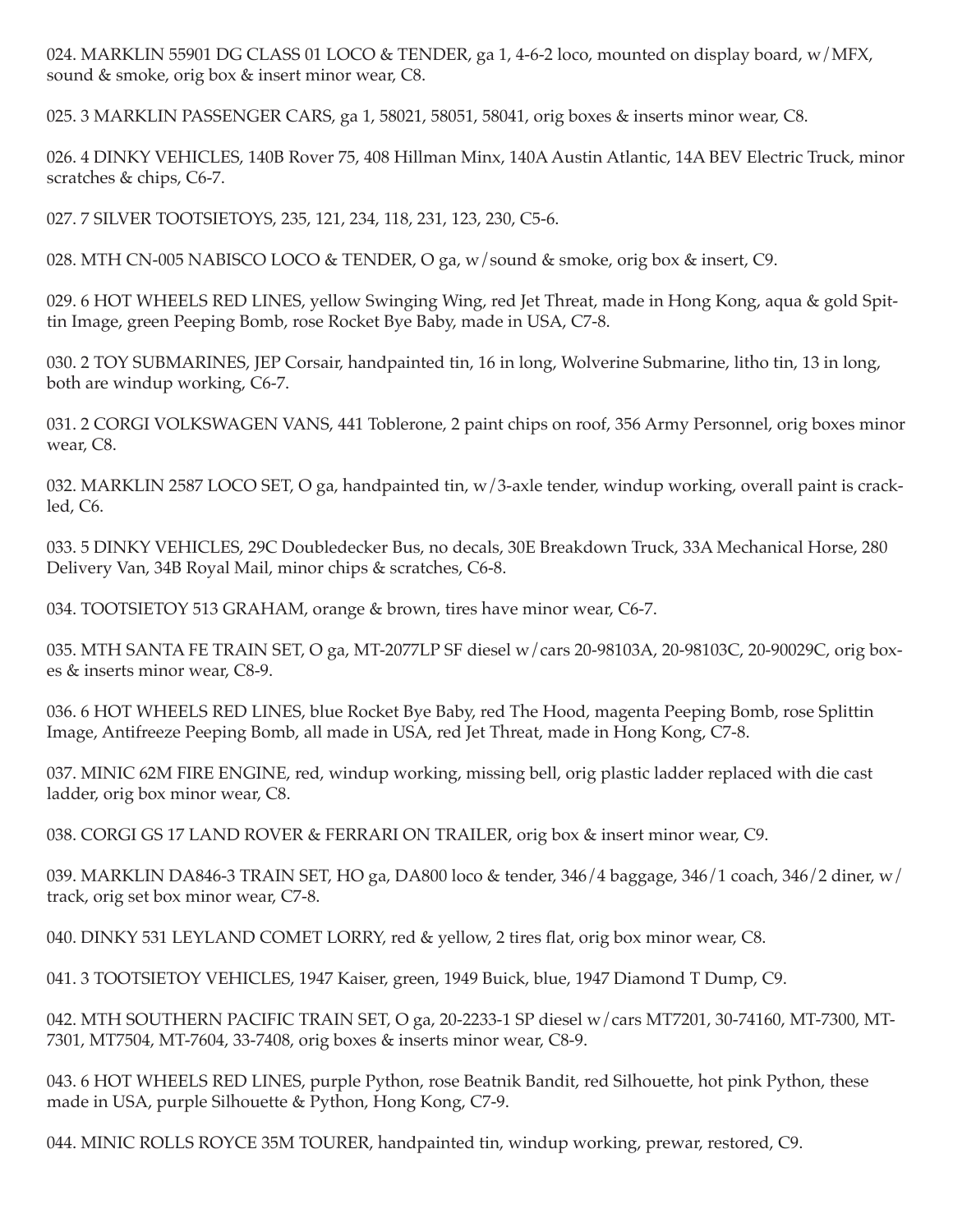024. MARKLIN 55901 DG CLASS 01 LOCO & TENDER, ga 1, 4-6-2 loco, mounted on display board, w/MFX, sound & smoke, orig box & insert minor wear, C8.

025. 3 MARKLIN PASSENGER CARS, ga 1, 58021, 58051, 58041, orig boxes & inserts minor wear, C8.

026. 4 DINKY VEHICLES, 140B Rover 75, 408 Hillman Minx, 140A Austin Atlantic, 14A BEV Electric Truck, minor scratches & chips, C6-7.

027. 7 SILVER TOOTSIETOYS, 235, 121, 234, 118, 231, 123, 230, C5-6.

028. MTH CN-005 NABISCO LOCO & TENDER, O ga, w/sound & smoke, orig box & insert, C9.

029. 6 HOT WHEELS RED LINES, yellow Swinging Wing, red Jet Threat, made in Hong Kong, aqua & gold Spittin Image, green Peeping Bomb, rose Rocket Bye Baby, made in USA, C7-8.

030. 2 TOY SUBMARINES, JEP Corsair, handpainted tin, 16 in long, Wolverine Submarine, litho tin, 13 in long, both are windup working, C6-7.

031. 2 CORGI VOLKSWAGEN VANS, 441 Toblerone, 2 paint chips on roof, 356 Army Personnel, orig boxes minor wear, C8.

032. MARKLIN 2587 LOCO SET, O ga, handpainted tin, w/3-axle tender, windup working, overall paint is crackled, C6.

033. 5 DINKY VEHICLES, 29C Doubledecker Bus, no decals, 30E Breakdown Truck, 33A Mechanical Horse, 280 Delivery Van, 34B Royal Mail, minor chips & scratches, C6-8.

034. TOOTSIETOY 513 GRAHAM, orange & brown, tires have minor wear, C6-7.

035. MTH SANTA FE TRAIN SET, O ga, MT-2077LP SF diesel w/cars 20-98103A, 20-98103C, 20-90029C, orig boxes & inserts minor wear, C8-9.

036. 6 HOT WHEELS RED LINES, blue Rocket Bye Baby, red The Hood, magenta Peeping Bomb, rose Splittin Image, Antifreeze Peeping Bomb, all made in USA, red Jet Threat, made in Hong Kong, C7-8.

037. MINIC 62M FIRE ENGINE, red, windup working, missing bell, orig plastic ladder replaced with die cast ladder, orig box minor wear, C8.

038. CORGI GS 17 LAND ROVER & FERRARI ON TRAILER, orig box & insert minor wear, C9.

039. MARKLIN DA846-3 TRAIN SET, HO ga, DA800 loco & tender, 346/4 baggage, 346/1 coach, 346/2 diner, w/track, orig set box minor wear, C7-8.

040. DINKY 531 LEYLAND COMET LORRY, red & yellow, 2 tires flat, orig box minor wear, C8.

041. 3 TOOTSIETOY VEHICLES, 1947 Kaiser, green, 1949 Buick, blue, 1947 Diamond T Dump, C9.

042. MTH SOUTHERN PACIFIC TRAIN SET, O ga, 20-2233-1 SP diesel w/cars MT7201, 30-74160, MT-7300, MT-7301, MT7504, MT-7604, 33-7408, orig boxes & inserts minor wear, C8-9.

043. 6 HOT WHEELS RED LINES, purple Python, rose Beatnik Bandit, red Silhouette, hot pink Python, these made in USA, purple Silhouette & Python, Hong Kong, C7-9.

044. MINIC ROLLS ROYCE 35M TOURER, handpainted tin, windup working, prewar, restored, C9.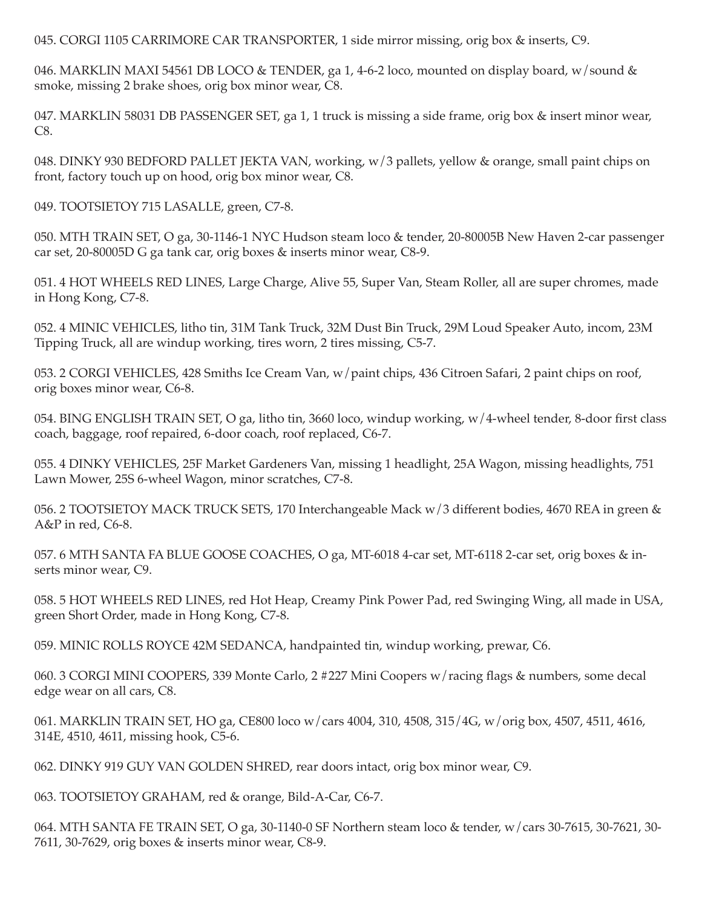045. CORGI 1105 CARRIMORE CAR TRANSPORTER, 1 side mirror missing, orig box & inserts, C9.

046. MARKLIN MAXI 54561 DB LOCO & TENDER, ga 1, 4-6-2 loco, mounted on display board, w/sound & smoke, missing 2 brake shoes, orig box minor wear, C8.

047. MARKLIN 58031 DB PASSENGER SET, ga 1, 1 truck is missing a side frame, orig box & insert minor wear, C8.

048. DINKY 930 BEDFORD PALLET JEKTA VAN, working, w/3 pallets, yellow & orange, small paint chips on front, factory touch up on hood, orig box minor wear, C8.

049. TOOTSIETOY 715 LASALLE, green, C7-8.

050. MTH TRAIN SET, O ga, 30-1146-1 NYC Hudson steam loco & tender, 20-80005B New Haven 2-car passenger car set, 20-80005D G ga tank car, orig boxes & inserts minor wear, C8-9.

051. 4 HOT WHEELS RED LINES, Large Charge, Alive 55, Super Van, Steam Roller, all are super chromes, made in Hong Kong, C7-8.

052. 4 MINIC VEHICLES, litho tin, 31M Tank Truck, 32M Dust Bin Truck, 29M Loud Speaker Auto, incom, 23M Tipping Truck, all are windup working, tires worn, 2 tires missing, C5-7.

053. 2 CORGI VEHICLES, 428 Smiths Ice Cream Van, w/paint chips, 436 Citroen Safari, 2 paint chips on roof, orig boxes minor wear, C6-8.

054. BING ENGLISH TRAIN SET, O ga, litho tin, 3660 loco, windup working, w/4-wheel tender, 8-door first class coach, baggage, roof repaired, 6-door coach, roof replaced, C6-7.

055. 4 DINKY VEHICLES, 25F Market Gardeners Van, missing 1 headlight, 25A Wagon, missing headlights, 751 Lawn Mower, 25S 6-wheel Wagon, minor scratches, C7-8.

056. 2 TOOTSIETOY MACK TRUCK SETS, 170 Interchangeable Mack w/3 different bodies, 4670 REA in green & A&P in red, C6-8.

057. 6 MTH SANTA FA BLUE GOOSE COACHES, O ga, MT-6018 4-car set, MT-6118 2-car set, orig boxes & inserts minor wear, C9.

058. 5 HOT WHEELS RED LINES, red Hot Heap, Creamy Pink Power Pad, red Swinging Wing, all made in USA, green Short Order, made in Hong Kong, C7-8.

059. MINIC ROLLS ROYCE 42M SEDANCA, handpainted tin, windup working, prewar, C6.

060. 3 CORGI MINI COOPERS, 339 Monte Carlo, 2 #227 Mini Coopers w/racing flags & numbers, some decal edge wear on all cars, C8.

061. MARKLIN TRAIN SET, HO ga, CE800 loco w/cars 4004, 310, 4508, 315/4G, w/orig box, 4507, 4511, 4616, 314E, 4510, 4611, missing hook, C5-6.

062. DINKY 919 GUY VAN GOLDEN SHRED, rear doors intact, orig box minor wear, C9.

063. TOOTSIETOY GRAHAM, red & orange, Bild-A-Car, C6-7.

064. MTH SANTA FE TRAIN SET, O ga, 30-1140-0 SF Northern steam loco & tender, w/cars 30-7615, 30-7621, 30-7611, 30-7629, orig boxes & inserts minor wear, C8-9.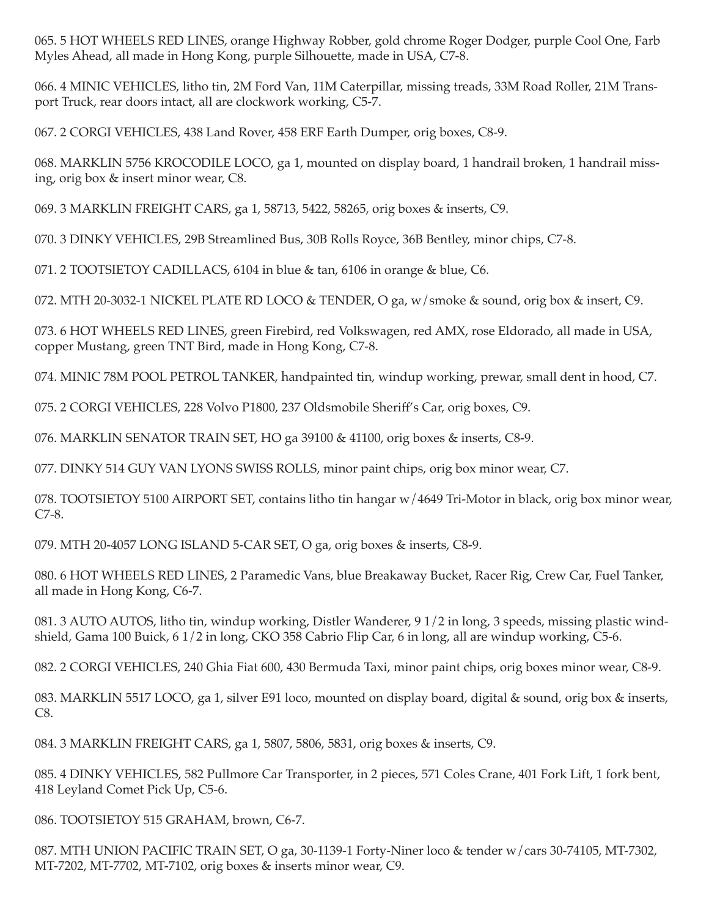065. 5 HOT WHEELS RED LINES, orange Highway Robber, gold chrome Roger Dodger, purple Cool One, Farb Myles Ahead, all made in Hong Kong, purple Silhouette, made in USA, C7-8.

066. 4 MINIC VEHICLES, litho tin, 2M Ford Van, 11M Caterpillar, missing treads, 33M Road Roller, 21M Transport Truck, rear doors intact, all are clockwork working, C5-7.

067. 2 CORGI VEHICLES, 438 Land Rover, 458 ERF Earth Dumper, orig boxes, C8-9.

068. MARKLIN 5756 KROCODILE LOCO, ga 1, mounted on display board, 1 handrail broken, 1 handrail missing, orig box & insert minor wear, C8.

069. 3 MARKLIN FREIGHT CARS, ga 1, 58713, 5422, 58265, orig boxes & inserts, C9.

070. 3 DINKY VEHICLES, 29B Streamlined Bus, 30B Rolls Royce, 36B Bentley, minor chips, C7-8.

071. 2 TOOTSIETOY CADILLACS, 6104 in blue & tan, 6106 in orange & blue, C6.

072. MTH 20-3032-1 NICKEL PLATE RD LOCO & TENDER, O ga, w/smoke & sound, orig box & insert, C9.

073. 6 HOT WHEELS RED LINES, green Firebird, red Volkswagen, red AMX, rose Eldorado, all made in USA, copper Mustang, green TNT Bird, made in Hong Kong, C7-8.

074. MINIC 78M POOL PETROL TANKER, handpainted tin, windup working, prewar, small dent in hood, C7.

075. 2 CORGI VEHICLES, 228 Volvo P1800, 237 Oldsmobile Sheriff's Car, orig boxes, C9.

076. MARKLIN SENATOR TRAIN SET, HO ga 39100 & 41100, orig boxes & inserts, C8-9.

077. DINKY 514 GUY VAN LYONS SWISS ROLLS, minor paint chips, orig box minor wear, C7.

078. TOOTSIETOY 5100 AIRPORT SET, contains litho tin hangar w/4649 Tri-Motor in black, orig box minor wear, C7-8.

079. MTH 20-4057 LONG ISLAND 5-CAR SET, O ga, orig boxes & inserts, C8-9.

080. 6 HOT WHEELS RED LINES, 2 Paramedic Vans, blue Breakaway Bucket, Racer Rig, Crew Car, Fuel Tanker, all made in Hong Kong, C6-7.

081. 3 AUTO AUTOS, litho tin, windup working, Distler Wanderer, 9 1/2 in long, 3 speeds, missing plastic windshield, Gama 100 Buick, 6 1/2 in long, CKO 358 Cabrio Flip Car, 6 in long, all are windup working, C5-6.

082. 2 CORGI VEHICLES, 240 Ghia Fiat 600, 430 Bermuda Taxi, minor paint chips, orig boxes minor wear, C8-9.

083. MARKLIN 5517 LOCO, ga 1, silver E91 loco, mounted on display board, digital & sound, orig box & inserts, C8.

084. 3 MARKLIN FREIGHT CARS, ga 1, 5807, 5806, 5831, orig boxes & inserts, C9.

085. 4 DINKY VEHICLES, 582 Pullmore Car Transporter, in 2 pieces, 571 Coles Crane, 401 Fork Lift, 1 fork bent, 418 Leyland Comet Pick Up, C5-6.

086. TOOTSIETOY 515 GRAHAM, brown, C6-7.

087. MTH UNION PACIFIC TRAIN SET, O ga, 30-1139-1 Forty-Niner loco & tender w/cars 30-74105, MT-7302, MT-7202, MT-7702, MT-7102, orig boxes & inserts minor wear, C9.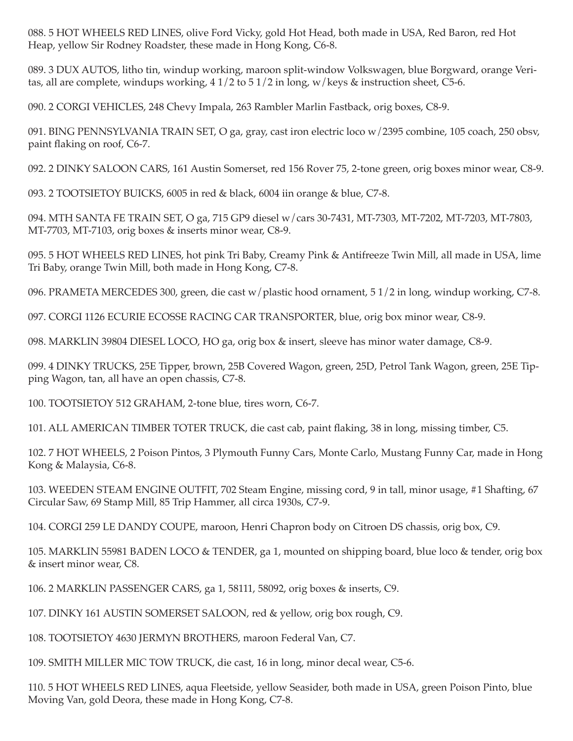088. 5 HOT WHEELS RED LINES, olive Ford Vicky, gold Hot Head, both made in USA, Red Baron, red Hot Heap, yellow Sir Rodney Roadster, these made in Hong Kong, C6-8.

089. 3 DUX AUTOS, litho tin, windup working, maroon split-window Volkswagen, blue Borgward, orange Veritas, all are complete, windups working, 4 1/2 to 5 1/2 in long, w/keys & instruction sheet, C5-6.

090. 2 CORGI VEHICLES, 248 Chevy Impala, 263 Rambler Marlin Fastback, orig boxes, C8-9.

091. BING PENNSYLVANIA TRAIN SET, O ga, gray, cast iron electric loco w/2395 combine, 105 coach, 250 obsv, paint flaking on roof, C6-7.

092. 2 DINKY SALOON CARS, 161 Austin Somerset, red 156 Rover 75, 2-tone green, orig boxes minor wear, C8-9.

093. 2 TOOTSIETOY BUICKS, 6005 in red & black, 6004 iin orange & blue, C7-8.

094. MTH SANTA FE TRAIN SET, O ga, 715 GP9 diesel w/cars 30-7431, MT-7303, MT-7202, MT-7203, MT-7803, MT-7703, MT-7103, orig boxes & inserts minor wear, C8-9.

095. 5 HOT WHEELS RED LINES, hot pink Tri Baby, Creamy Pink & Antifreeze Twin Mill, all made in USA, lime Tri Baby, orange Twin Mill, both made in Hong Kong, C7-8.

096. PRAMETA MERCEDES 300, green, die cast w/plastic hood ornament, 5 1/2 in long, windup working, C7-8.

097. CORGI 1126 ECURIE ECOSSE RACING CAR TRANSPORTER, blue, orig box minor wear, C8-9.

098. MARKLIN 39804 DIESEL LOCO, HO ga, orig box & insert, sleeve has minor water damage, C8-9.

099. 4 DINKY TRUCKS, 25E Tipper, brown, 25B Covered Wagon, green, 25D, Petrol Tank Wagon, green, 25E Tipping Wagon, tan, all have an open chassis, C7-8.

100. TOOTSIETOY 512 GRAHAM, 2-tone blue, tires worn, C6-7.

101. ALL AMERICAN TIMBER TOTER TRUCK, die cast cab, paint flaking, 38 in long, missing timber, C5.

102. 7 HOT WHEELS, 2 Poison Pintos, 3 Plymouth Funny Cars, Monte Carlo, Mustang Funny Car, made in Hong Kong & Malaysia, C6-8.

103. WEEDEN STEAM ENGINE OUTFIT, 702 Steam Engine, missing cord, 9 in tall, minor usage, #1 Shafting, 67 Circular Saw, 69 Stamp Mill, 85 Trip Hammer, all circa 1930s, C7-9.

104. CORGI 259 LE DANDY COUPE, maroon, Henri Chapron body on Citroen DS chassis, orig box, C9.

105. MARKLIN 55981 BADEN LOCO & TENDER, ga 1, mounted on shipping board, blue loco & tender, orig box & insert minor wear, C8.

106. 2 MARKLIN PASSENGER CARS, ga 1, 58111, 58092, orig boxes & inserts, C9.

107. DINKY 161 AUSTIN SOMERSET SALOON, red & yellow, orig box rough, C9.

108. TOOTSIETOY 4630 JERMYN BROTHERS, maroon Federal Van, C7.

109. SMITH MILLER MIC TOW TRUCK, die cast, 16 in long, minor decal wear, C5-6.

110. 5 HOT WHEELS RED LINES, aqua Fleetside, yellow Seasider, both made in USA, green Poison Pinto, blue Moving Van, gold Deora, these made in Hong Kong, C7-8.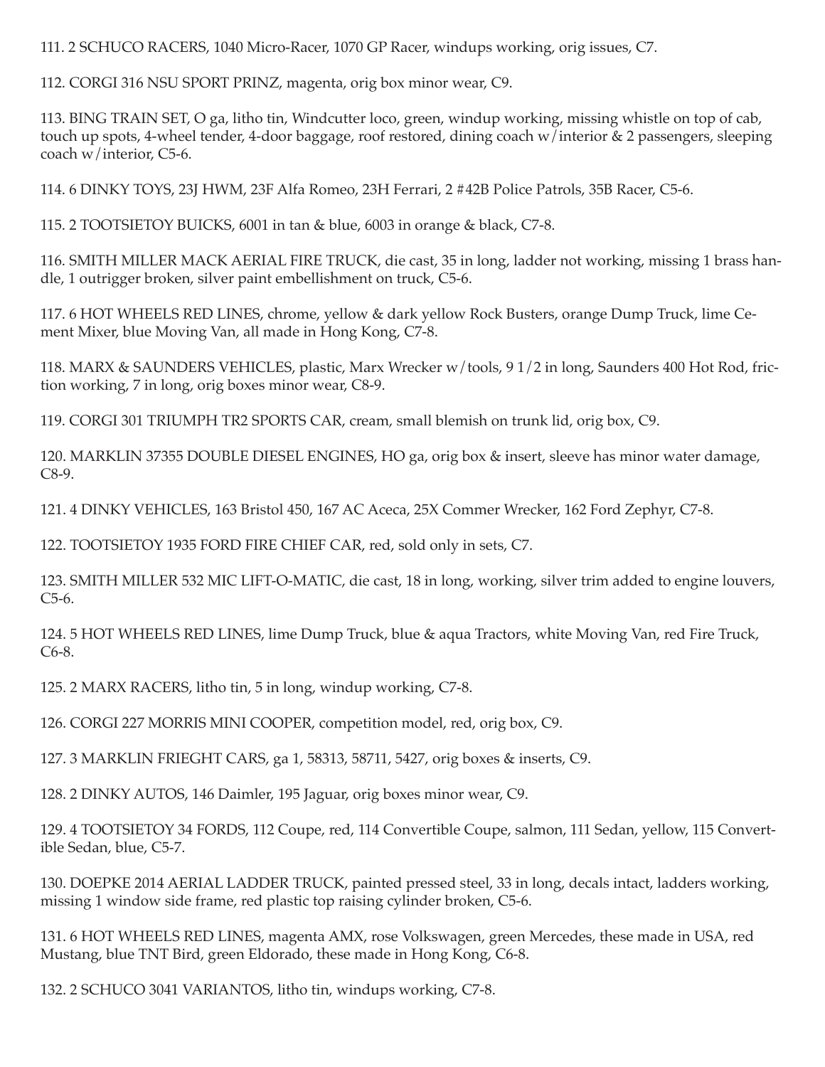111. 2 SCHUCO RACERS, 1040 Micro-Racer, 1070 GP Racer, windups working, orig issues, C7.

112. CORGI 316 NSU SPORT PRINZ, magenta, orig box minor wear, C9.

113. BING TRAIN SET, O ga, litho tin, Windcutter loco, green, windup working, missing whistle on top of cab, touch up spots, 4-wheel tender, 4-door baggage, roof restored, dining coach w/interior & 2 passengers, sleeping coach w/interior, C5-6.

114. 6 DINKY TOYS, 23J HWM, 23F Alfa Romeo, 23H Ferrari, 2 #42B Police Patrols, 35B Racer, C5-6.

115. 2 TOOTSIETOY BUICKS, 6001 in tan & blue, 6003 in orange & black, C7-8.

116. SMITH MILLER MACK AERIAL FIRE TRUCK, die cast, 35 in long, ladder not working, missing 1 brass handle, 1 outrigger broken, silver paint embellishment on truck, C5-6.

117. 6 HOT WHEELS RED LINES, chrome, yellow & dark yellow Rock Busters, orange Dump Truck, lime Cement Mixer, blue Moving Van, all made in Hong Kong, C7-8.

118. MARX & SAUNDERS VEHICLES, plastic, Marx Wrecker w/tools, 9 1/2 in long, Saunders 400 Hot Rod, friction working, 7 in long, orig boxes minor wear, C8-9.

119. CORGI 301 TRIUMPH TR2 SPORTS CAR, cream, small blemish on trunk lid, orig box, C9.

120. MARKLIN 37355 DOUBLE DIESEL ENGINES, HO ga, orig box & insert, sleeve has minor water damage, C8-9.

121. 4 DINKY VEHICLES, 163 Bristol 450, 167 AC Aceca, 25X Commer Wrecker, 162 Ford Zephyr, C7-8.

122. TOOTSIETOY 1935 FORD FIRE CHIEF CAR, red, sold only in sets, C7.

123. SMITH MILLER 532 MIC LIFT-O-MATIC, die cast, 18 in long, working, silver trim added to engine louvers, C5-6.

124. 5 HOT WHEELS RED LINES, lime Dump Truck, blue & aqua Tractors, white Moving Van, red Fire Truck, C6-8.

125. 2 MARX RACERS, litho tin, 5 in long, windup working, C7-8.

126. CORGI 227 MORRIS MINI COOPER, competition model, red, orig box, C9.

127. 3 MARKLIN FRIEGHT CARS, ga 1, 58313, 58711, 5427, orig boxes & inserts, C9.

128. 2 DINKY AUTOS, 146 Daimler, 195 Jaguar, orig boxes minor wear, C9.

129. 4 TOOTSIETOY 34 FORDS, 112 Coupe, red, 114 Convertible Coupe, salmon, 111 Sedan, yellow, 115 Convertible Sedan, blue, C5-7.

130. DOEPKE 2014 AERIAL LADDER TRUCK, painted pressed steel, 33 in long, decals intact, ladders working, missing 1 window side frame, red plastic top raising cylinder broken, C5-6.

131. 6 HOT WHEELS RED LINES, magenta AMX, rose Volkswagen, green Mercedes, these made in USA, red Mustang, blue TNT Bird, green Eldorado, these made in Hong Kong, C6-8.

132. 2 SCHUCO 3041 VARIANTOS, litho tin, windups working, C7-8.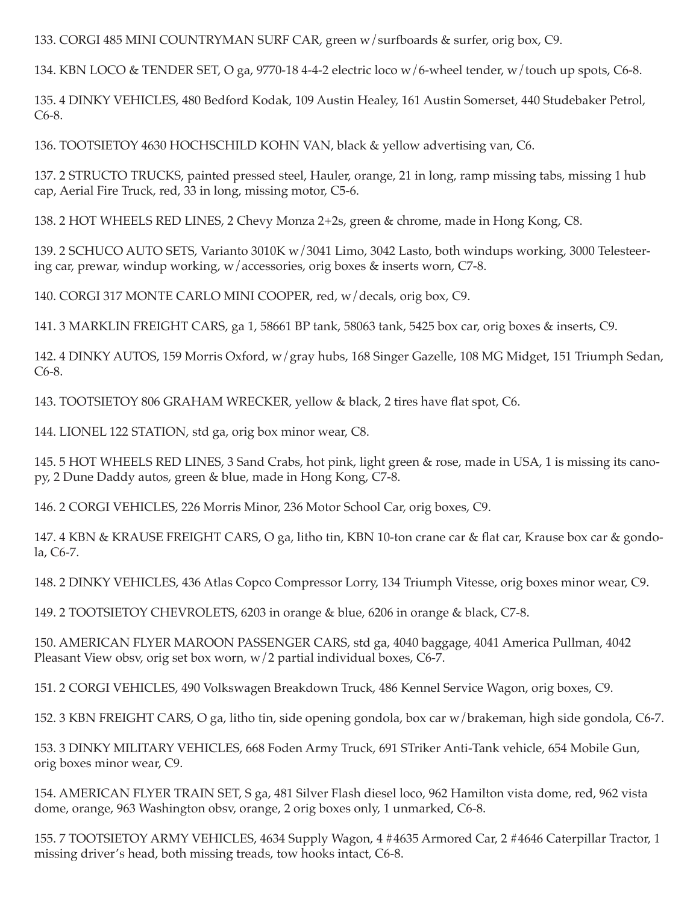133. CORGI 485 MINI COUNTRYMAN SURF CAR, green w/surfboards & surfer, orig box, C9.

134. KBN LOCO & TENDER SET, O ga, 9770-18 4-4-2 electric loco w/6-wheel tender, w/touch up spots, C6-8.

135. 4 DINKY VEHICLES, 480 Bedford Kodak, 109 Austin Healey, 161 Austin Somerset, 440 Studebaker Petrol, C6-8.

136. TOOTSIETOY 4630 HOCHSCHILD KOHN VAN, black & yellow advertising van, C6.

137. 2 STRUCTO TRUCKS, painted pressed steel, Hauler, orange, 21 in long, ramp missing tabs, missing 1 hub cap, Aerial Fire Truck, red, 33 in long, missing motor, C5-6.

138. 2 HOT WHEELS RED LINES, 2 Chevy Monza 2+2s, green & chrome, made in Hong Kong, C8.

139. 2 SCHUCO AUTO SETS, Varianto 3010K w/3041 Limo, 3042 Lasto, both windups working, 3000 Telesteering car, prewar, windup working, w/accessories, orig boxes & inserts worn, C7-8.

140. CORGI 317 MONTE CARLO MINI COOPER, red, w/decals, orig box, C9.

141. 3 MARKLIN FREIGHT CARS, ga 1, 58661 BP tank, 58063 tank, 5425 box car, orig boxes & inserts, C9.

142. 4 DINKY AUTOS, 159 Morris Oxford, w/gray hubs, 168 Singer Gazelle, 108 MG Midget, 151 Triumph Sedan, C6-8.

143. TOOTSIETOY 806 GRAHAM WRECKER, yellow & black, 2 tires have flat spot, C6.

144. LIONEL 122 STATION, std ga, orig box minor wear, C8.

145. 5 HOT WHEELS RED LINES, 3 Sand Crabs, hot pink, light green & rose, made in USA, 1 is missing its canopy, 2 Dune Daddy autos, green & blue, made in Hong Kong, C7-8.

146. 2 CORGI VEHICLES, 226 Morris Minor, 236 Motor School Car, orig boxes, C9.

147. 4 KBN & KRAUSE FREIGHT CARS, O ga, litho tin, KBN 10-ton crane car & flat car, Krause box car & gondola, C6-7.

148. 2 DINKY VEHICLES, 436 Atlas Copco Compressor Lorry, 134 Triumph Vitesse, orig boxes minor wear, C9.

149. 2 TOOTSIETOY CHEVROLETS, 6203 in orange & blue, 6206 in orange & black, C7-8.

150. AMERICAN FLYER MAROON PASSENGER CARS, std ga, 4040 baggage, 4041 America Pullman, 4042 Pleasant View obsv, orig set box worn, w/2 partial individual boxes, C6-7.

151. 2 CORGI VEHICLES, 490 Volkswagen Breakdown Truck, 486 Kennel Service Wagon, orig boxes, C9.

152. 3 KBN FREIGHT CARS, O ga, litho tin, side opening gondola, box car w/brakeman, high side gondola, C6-7.

153. 3 DINKY MILITARY VEHICLES, 668 Foden Army Truck, 691 STriker Anti-Tank vehicle, 654 Mobile Gun, orig boxes minor wear, C9.

154. AMERICAN FLYER TRAIN SET, S ga, 481 Silver Flash diesel loco, 962 Hamilton vista dome, red, 962 vista dome, orange, 963 Washington obsv, orange, 2 orig boxes only, 1 unmarked, C6-8.

155. 7 TOOTSIETOY ARMY VEHICLES, 4634 Supply Wagon, 4 #4635 Armored Car, 2 #4646 Caterpillar Tractor, 1 missing driver's head, both missing treads, tow hooks intact, C6-8.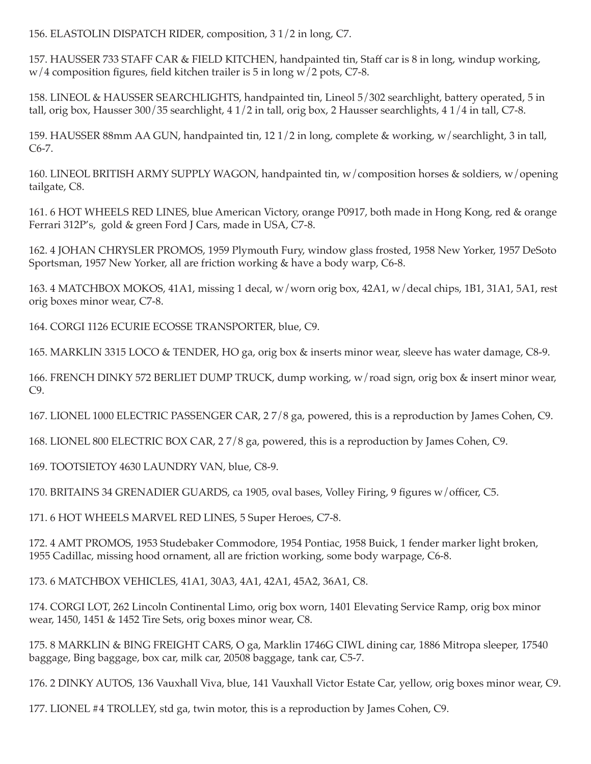156. ELASTOLIN DISPATCH RIDER, composition, 3 1/2 in long, C7.

157. HAUSSER 733 STAFF CAR & FIELD KITCHEN, handpainted tin, Staff car is 8 in long, windup working, w/4 composition figures, field kitchen trailer is 5 in long w/2 pots, C7-8.

158. LINEOL & HAUSSER SEARCHLIGHTS, handpainted tin, Lineol 5/302 searchlight, battery operated, 5 in tall, orig box, Hausser 300/35 searchlight, 4 1/2 in tall, orig box, 2 Hausser searchlights, 4 1/4 in tall, C7-8.

159. HAUSSER 88mm AA GUN, handpainted tin, 12 1/2 in long, complete & working, w/searchlight, 3 in tall, C6-7.

160. LINEOL BRITISH ARMY SUPPLY WAGON, handpainted tin, w/composition horses & soldiers, w/opening tailgate, C8.

161. 6 HOT WHEELS RED LINES, blue American Victory, orange P0917, both made in Hong Kong, red & orange Ferrari 312P's, gold & green Ford J Cars, made in USA, C7-8.

162. 4 JOHAN CHRYSLER PROMOS, 1959 Plymouth Fury, window glass frosted, 1958 New Yorker, 1957 DeSoto Sportsman, 1957 New Yorker, all are friction working & have a body warp, C6-8.

163. 4 MATCHBOX MOKOS, 41A1, missing 1 decal, w/worn orig box, 42A1, w/decal chips, 1B1, 31A1, 5A1, rest orig boxes minor wear, C7-8.

164. CORGI 1126 ECURIE ECOSSE TRANSPORTER, blue, C9.

165. MARKLIN 3315 LOCO & TENDER, HO ga, orig box & inserts minor wear, sleeve has water damage, C8-9.

166. FRENCH DINKY 572 BERLIET DUMP TRUCK, dump working, w/road sign, orig box & insert minor wear, C9.

167. LIONEL 1000 ELECTRIC PASSENGER CAR, 2 7/8 ga, powered, this is a reproduction by James Cohen, C9.

168. LIONEL 800 ELECTRIC BOX CAR, 2 7/8 ga, powered, this is a reproduction by James Cohen, C9.

169. TOOTSIETOY 4630 LAUNDRY VAN, blue, C8-9.

170. BRITAINS 34 GRENADIER GUARDS, ca 1905, oval bases, Volley Firing, 9 figures w/officer, C5.

171. 6 HOT WHEELS MARVEL RED LINES, 5 Super Heroes, C7-8.

172. 4 AMT PROMOS, 1953 Studebaker Commodore, 1954 Pontiac, 1958 Buick, 1 fender marker light broken, 1955 Cadillac, missing hood ornament, all are friction working, some body warpage, C6-8.

173. 6 MATCHBOX VEHICLES, 41A1, 30A3, 4A1, 42A1, 45A2, 36A1, C8.

174. CORGI LOT, 262 Lincoln Continental Limo, orig box worn, 1401 Elevating Service Ramp, orig box minor wear, 1450, 1451 & 1452 Tire Sets, orig boxes minor wear, C8.

175. 8 MARKLIN & BING FREIGHT CARS, O ga, Marklin 1746G CIWL dining car, 1886 Mitropa sleeper, 17540 baggage, Bing baggage, box car, milk car, 20508 baggage, tank car, C5-7.

176. 2 DINKY AUTOS, 136 Vauxhall Viva, blue, 141 Vauxhall Victor Estate Car, yellow, orig boxes minor wear, C9.

177. LIONEL #4 TROLLEY, std ga, twin motor, this is a reproduction by James Cohen, C9.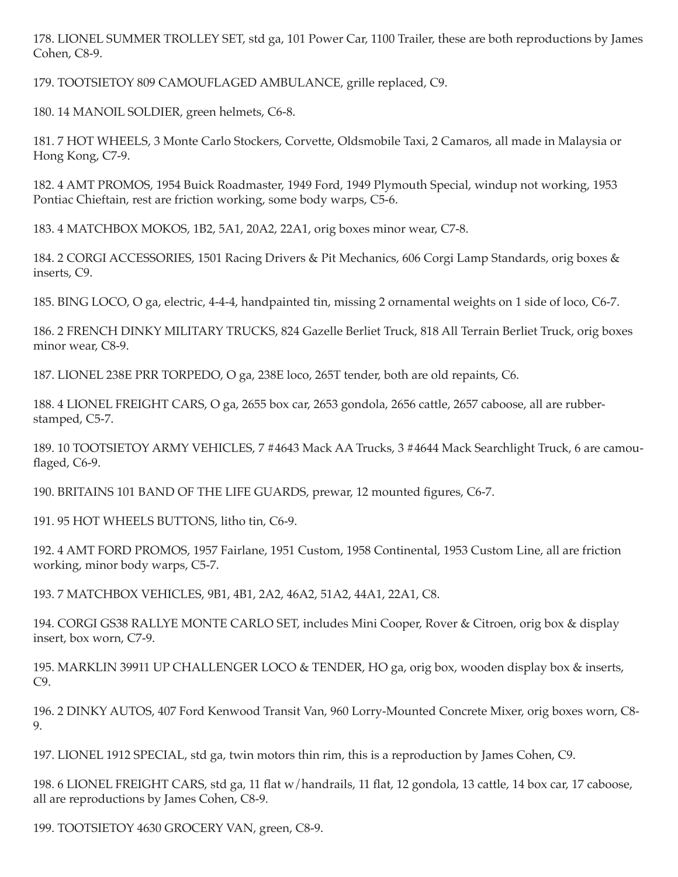178. LIONEL SUMMER TROLLEY SET, std ga, 101 Power Car, 1100 Trailer, these are both reproductions by James Cohen, C8-9.

179. TOOTSIETOY 809 CAMOUFLAGED AMBULANCE, grille replaced, C9.

180. 14 MANOIL SOLDIER, green helmets, C6-8.

181. 7 HOT WHEELS, 3 Monte Carlo Stockers, Corvette, Oldsmobile Taxi, 2 Camaros, all made in Malaysia or Hong Kong, C7-9.

182. 4 AMT PROMOS, 1954 Buick Roadmaster, 1949 Ford, 1949 Plymouth Special, windup not working, 1953 Pontiac Chieftain, rest are friction working, some body warps, C5-6.

183. 4 MATCHBOX MOKOS, 1B2, 5A1, 20A2, 22A1, orig boxes minor wear, C7-8.

184. 2 CORGI ACCESSORIES, 1501 Racing Drivers & Pit Mechanics, 606 Corgi Lamp Standards, orig boxes & inserts, C9.

185. BING LOCO, O ga, electric, 4-4-4, handpainted tin, missing 2 ornamental weights on 1 side of loco, C6-7.

186. 2 FRENCH DINKY MILITARY TRUCKS, 824 Gazelle Berliet Truck, 818 All Terrain Berliet Truck, orig boxes minor wear, C8-9.

187. LIONEL 238E PRR TORPEDO, O ga, 238E loco, 265T tender, both are old repaints, C6.

188. 4 LIONEL FREIGHT CARS, O ga, 2655 box car, 2653 gondola, 2656 cattle, 2657 caboose, all are rubber-stamped, C5-7.

189. 10 TOOTSIETOY ARMY VEHICLES, 7 #4643 Mack AA Trucks, 3 #4644 Mack Searchlight Truck, 6 are camouflaged, C6-9.

190. BRITAINS 101 BAND OF THE LIFE GUARDS, prewar, 12 mounted figures, C6-7.

191. 95 HOT WHEELS BUTTONS, litho tin, C6-9.

192. 4 AMT FORD PROMOS, 1957 Fairlane, 1951 Custom, 1958 Continental, 1953 Custom Line, all are friction working, minor body warps, C5-7.

193. 7 MATCHBOX VEHICLES, 9B1, 4B1, 2A2, 46A2, 51A2, 44A1, 22A1, C8.

194. CORGI GS38 RALLYE MONTE CARLO SET, includes Mini Cooper, Rover & Citroen, orig box & display insert, box worn, C7-9.

195. MARKLIN 39911 UP CHALLENGER LOCO & TENDER, HO ga, orig box, wooden display box & inserts, C9.

196. 2 DINKY AUTOS, 407 Ford Kenwood Transit Van, 960 Lorry-Mounted Concrete Mixer, orig boxes worn, C8-9.

197. LIONEL 1912 SPECIAL, std ga, twin motors thin rim, this is a reproduction by James Cohen, C9.

198. 6 LIONEL FREIGHT CARS, std ga, 11 flat w/handrails, 11 flat, 12 gondola, 13 cattle, 14 box car, 17 caboose, all are reproductions by James Cohen, C8-9.

199. TOOTSIETOY 4630 GROCERY VAN, green, C8-9.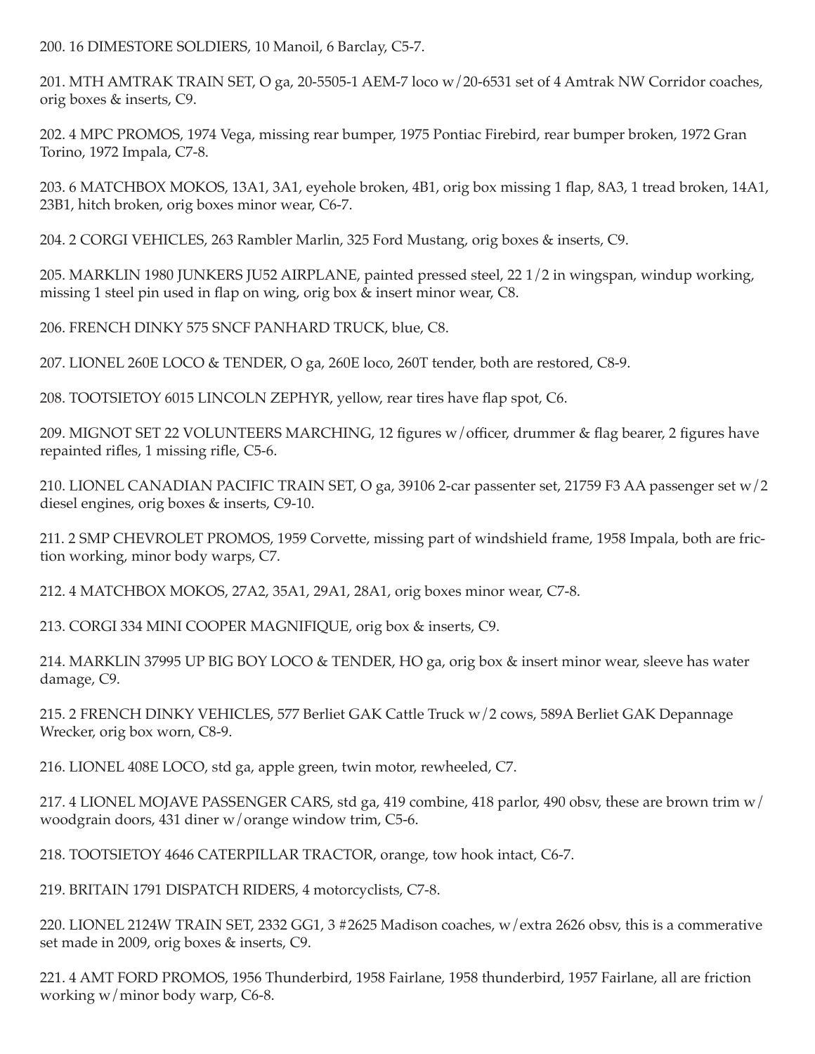200. 16 DIMESTORE SOLDIERS, 10 Manoil, 6 Barclay, C5-7.

201. MTH AMTRAK TRAIN SET, O ga, 20-5505-1 AEM-7 loco w/20-6531 set of 4 Amtrak NW Corridor coaches, orig boxes & inserts, C9.

202. 4 MPC PROMOS, 1974 Vega, missing rear bumper, 1975 Pontiac Firebird, rear bumper broken, 1972 Gran Torino, 1972 Impala, C7-8.

203. 6 MATCHBOX MOKOS, 13A1, 3A1, eyehole broken, 4B1, orig box missing 1 flap, 8A3, 1 tread broken, 14A1, 23B1, hitch broken, orig boxes minor wear, C6-7.

204. 2 CORGI VEHICLES, 263 Rambler Marlin, 325 Ford Mustang, orig boxes & inserts, C9.

205. MARKLIN 1980 JUNKERS JU52 AIRPLANE, painted pressed steel, 22 1/2 in wingspan, windup working, missing 1 steel pin used in flap on wing, orig box & insert minor wear, C8.

206. FRENCH DINKY 575 SNCF PANHARD TRUCK, blue, C8.

207. LIONEL 260E LOCO & TENDER, O ga, 260E loco, 260T tender, both are restored, C8-9.

208. TOOTSIETOY 6015 LINCOLN ZEPHYR, yellow, rear tires have flap spot, C6.

209. MIGNOT SET 22 VOLUNTEERS MARCHING, 12 figures w/officer, drummer & flag bearer, 2 figures have repainted rifles, 1 missing rifle, C5-6.

210. LIONEL CANADIAN PACIFIC TRAIN SET, O ga, 39106 2-car passenter set, 21759 F3 AA passenger set w/2 diesel engines, orig boxes & inserts, C9-10.

211. 2 SMP CHEVROLET PROMOS, 1959 Corvette, missing part of windshield frame, 1958 Impala, both are friction working, minor body warps, C7.

212. 4 MATCHBOX MOKOS, 27A2, 35A1, 29A1, 28A1, orig boxes minor wear, C7-8.

213. CORGI 334 MINI COOPER MAGNIFIQUE, orig box & inserts, C9.

214. MARKLIN 37995 UP BIG BOY LOCO & TENDER, HO ga, orig box & insert minor wear, sleeve has water damage, C9.

215. 2 FRENCH DINKY VEHICLES, 577 Berliet GAK Cattle Truck w/2 cows, 589A Berliet GAK Depannage Wrecker, orig box worn, C8-9.

216. LIONEL 408E LOCO, std ga, apple green, twin motor, rewheeled, C7.

217. 4 LIONEL MOJAVE PASSENGER CARS, std ga, 419 combine, 418 parlor, 490 obsv, these are brown trim w/ woodgrain doors, 431 diner w/orange window trim, C5-6.

218. TOOTSIETOY 4646 CATERPILLAR TRACTOR, orange, tow hook intact, C6-7.

219. BRITAIN 1791 DISPATCH RIDERS, 4 motorcyclists, C7-8.

220. LIONEL 2124W TRAIN SET, 2332 GG1, 3 #2625 Madison coaches, w/extra 2626 obsv, this is a commerative set made in 2009, orig boxes & inserts, C9.

221. 4 AMT FORD PROMOS, 1956 Thunderbird, 1958 Fairlane, 1958 thunderbird, 1957 Fairlane, all are friction working w/minor body warp, C6-8.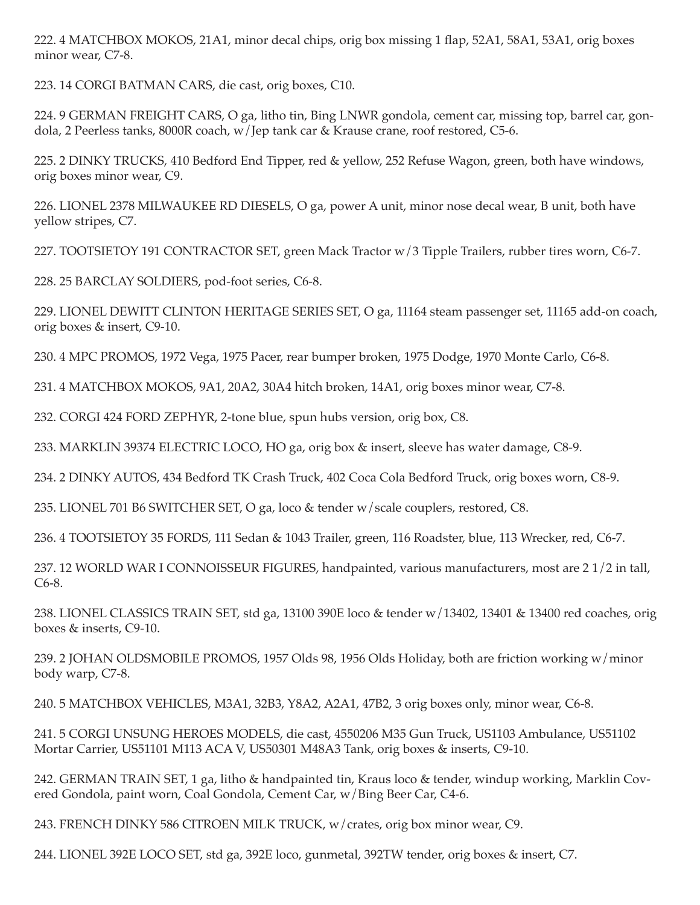222. 4 MATCHBOX MOKOS, 21A1, minor decal chips, orig box missing 1 flap, 52A1, 58A1, 53A1, orig boxes minor wear, C7-8.

223. 14 CORGI BATMAN CARS, die cast, orig boxes, C10.

224. 9 GERMAN FREIGHT CARS, O ga, litho tin, Bing LNWR gondola, cement car, missing top, barrel car, gondola, 2 Peerless tanks, 8000R coach, w/Jep tank car & Krause crane, roof restored, C5-6.

225. 2 DINKY TRUCKS, 410 Bedford End Tipper, red & yellow, 252 Refuse Wagon, green, both have windows, orig boxes minor wear, C9.

226. LIONEL 2378 MILWAUKEE RD DIESELS, O ga, power A unit, minor nose decal wear, B unit, both have yellow stripes, C7.

227. TOOTSIETOY 191 CONTRACTOR SET, green Mack Tractor w/3 Tipple Trailers, rubber tires worn, C6-7.

228. 25 BARCLAY SOLDIERS, pod-foot series, C6-8.

229. LIONEL DEWITT CLINTON HERITAGE SERIES SET, O ga, 11164 steam passenger set, 11165 add-on coach, orig boxes & insert, C9-10.

230. 4 MPC PROMOS, 1972 Vega, 1975 Pacer, rear bumper broken, 1975 Dodge, 1970 Monte Carlo, C6-8.

231. 4 MATCHBOX MOKOS, 9A1, 20A2, 30A4 hitch broken, 14A1, orig boxes minor wear, C7-8.

232. CORGI 424 FORD ZEPHYR, 2-tone blue, spun hubs version, orig box, C8.

233. MARKLIN 39374 ELECTRIC LOCO, HO ga, orig box & insert, sleeve has water damage, C8-9.

234. 2 DINKY AUTOS, 434 Bedford TK Crash Truck, 402 Coca Cola Bedford Truck, orig boxes worn, C8-9.

235. LIONEL 701 B6 SWITCHER SET, O ga, loco & tender w/scale couplers, restored, C8.

236. 4 TOOTSIETOY 35 FORDS, 111 Sedan & 1043 Trailer, green, 116 Roadster, blue, 113 Wrecker, red, C6-7.

237. 12 WORLD WAR I CONNOISSEUR FIGURES, handpainted, various manufacturers, most are 2 1/2 in tall, C6-8.

238. LIONEL CLASSICS TRAIN SET, std ga, 13100 390E loco & tender w/13402, 13401 & 13400 red coaches, orig boxes & inserts, C9-10.

239. 2 JOHAN OLDSMOBILE PROMOS, 1957 Olds 98, 1956 Olds Holiday, both are friction working w/minor body warp, C7-8.

240. 5 MATCHBOX VEHICLES, M3A1, 32B3, Y8A2, A2A1, 47B2, 3 orig boxes only, minor wear, C6-8.

241. 5 CORGI UNSUNG HEROES MODELS, die cast, 4550206 M35 Gun Truck, US1103 Ambulance, US51102 Mortar Carrier, US51101 M113 ACA V, US50301 M48A3 Tank, orig boxes & inserts, C9-10.

242. GERMAN TRAIN SET, 1 ga, litho & handpainted tin, Kraus loco & tender, windup working, Marklin Covered Gondola, paint worn, Coal Gondola, Cement Car, w/Bing Beer Car, C4-6.

243. FRENCH DINKY 586 CITROEN MILK TRUCK, w/crates, orig box minor wear, C9.

244. LIONEL 392E LOCO SET, std ga, 392E loco, gunmetal, 392TW tender, orig boxes & insert, C7.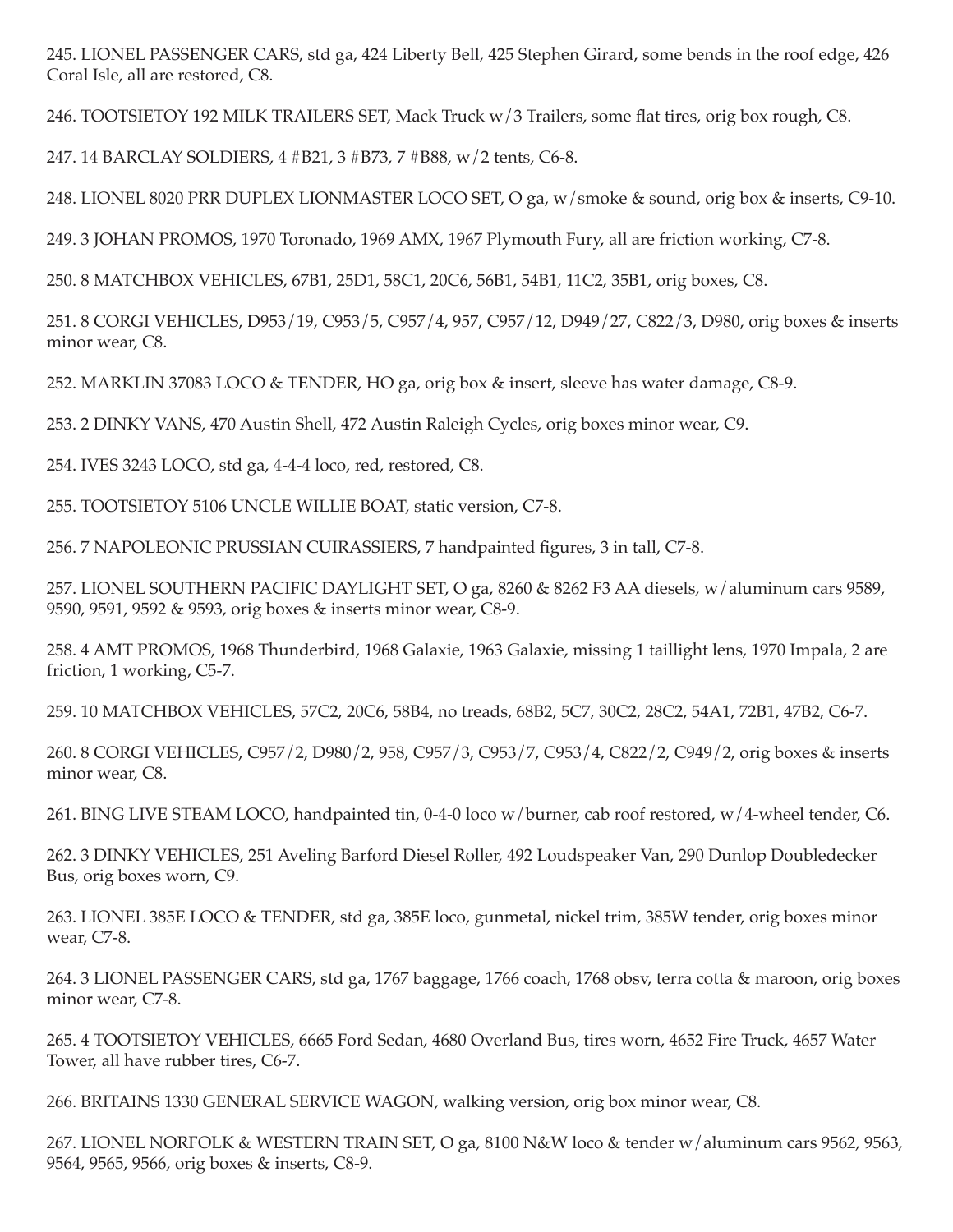245. LIONEL PASSENGER CARS, std ga, 424 Liberty Bell, 425 Stephen Girard, some bends in the roof edge, 426 Coral Isle, all are restored, C8.

246. TOOTSIETOY 192 MILK TRAILERS SET, Mack Truck w/3 Trailers, some flat tires, orig box rough, C8.

247. 14 BARCLAY SOLDIERS, 4 #B21, 3 #B73, 7 #B88, w/2 tents, C6-8.

248. LIONEL 8020 PRR DUPLEX LIONMASTER LOCO SET, O ga, w/smoke & sound, orig box & inserts, C9-10.

249. 3 JOHAN PROMOS, 1970 Toronado, 1969 AMX, 1967 Plymouth Fury, all are friction working, C7-8.

250. 8 MATCHBOX VEHICLES, 67B1, 25D1, 58C1, 20C6, 56B1, 54B1, 11C2, 35B1, orig boxes, C8.

251. 8 CORGI VEHICLES, D953/19, C953/5, C957/4, 957, C957/12, D949/27, C822/3, D980, orig boxes & inserts minor wear, C8.

252. MARKLIN 37083 LOCO & TENDER, HO ga, orig box & insert, sleeve has water damage, C8-9.

253. 2 DINKY VANS, 470 Austin Shell, 472 Austin Raleigh Cycles, orig boxes minor wear, C9.

254. IVES 3243 LOCO, std ga, 4-4-4 loco, red, restored, C8.

255. TOOTSIETOY 5106 UNCLE WILLIE BOAT, static version, C7-8.

256. 7 NAPOLEONIC PRUSSIAN CUIRASSIERS, 7 handpainted figures, 3 in tall, C7-8.

257. LIONEL SOUTHERN PACIFIC DAYLIGHT SET, O ga, 8260 & 8262 F3 AA diesels, w/aluminum cars 9589, 9590, 9591, 9592 & 9593, orig boxes & inserts minor wear, C8-9.

258. 4 AMT PROMOS, 1968 Thunderbird, 1968 Galaxie, 1963 Galaxie, missing 1 taillight lens, 1970 Impala, 2 are friction, 1 working, C5-7.

259. 10 MATCHBOX VEHICLES, 57C2, 20C6, 58B4, no treads, 68B2, 5C7, 30C2, 28C2, 54A1, 72B1, 47B2, C6-7.

260. 8 CORGI VEHICLES, C957/2, D980/2, 958, C957/3, C953/7, C953/4, C822/2, C949/2, orig boxes & inserts minor wear, C8.

261. BING LIVE STEAM LOCO, handpainted tin, 0-4-0 loco w/burner, cab roof restored, w/4-wheel tender, C6.

262. 3 DINKY VEHICLES, 251 Aveling Barford Diesel Roller, 492 Loudspeaker Van, 290 Dunlop Doubledecker Bus, orig boxes worn, C9.

263. LIONEL 385E LOCO & TENDER, std ga, 385E loco, gunmetal, nickel trim, 385W tender, orig boxes minor wear, C7-8.

264. 3 LIONEL PASSENGER CARS, std ga, 1767 baggage, 1766 coach, 1768 obsv, terra cotta & maroon, orig boxes minor wear, C7-8.

265. 4 TOOTSIETOY VEHICLES, 6665 Ford Sedan, 4680 Overland Bus, tires worn, 4652 Fire Truck, 4657 Water Tower, all have rubber tires, C6-7.

266. BRITAINS 1330 GENERAL SERVICE WAGON, walking version, orig box minor wear, C8.

267. LIONEL NORFOLK & WESTERN TRAIN SET, O ga, 8100 N&W loco & tender w/aluminum cars 9562, 9563, 9564, 9565, 9566, orig boxes & inserts, C8-9.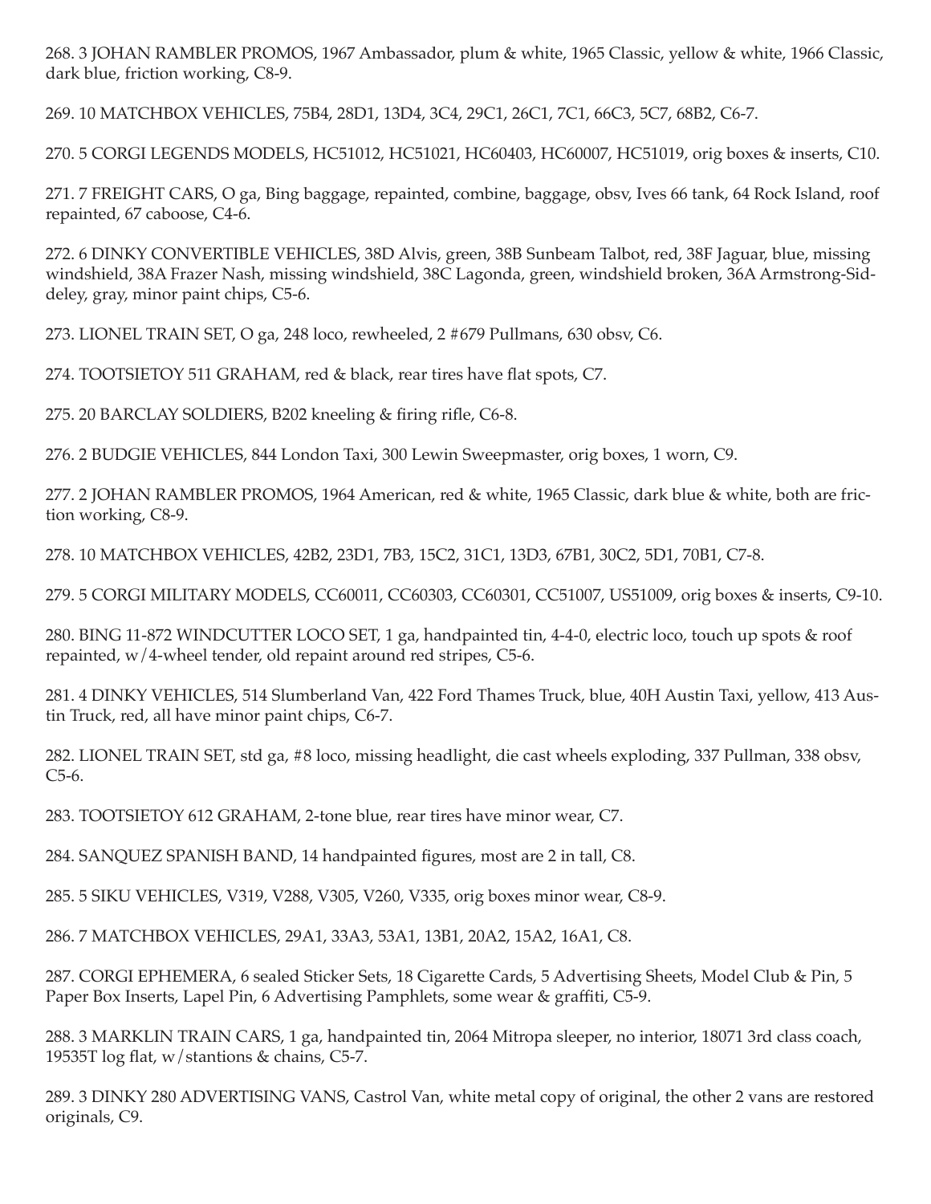268. 3 JOHAN RAMBLER PROMOS, 1967 Ambassador, plum & white, 1965 Classic, yellow & white, 1966 Classic, dark blue, friction working, C8-9.

269. 10 MATCHBOX VEHICLES, 75B4, 28D1, 13D4, 3C4, 29C1, 26C1, 7C1, 66C3, 5C7, 68B2, C6-7.

270. 5 CORGI LEGENDS MODELS, HC51012, HC51021, HC60403, HC60007, HC51019, orig boxes & inserts, C10.

271. 7 FREIGHT CARS, O ga, Bing baggage, repainted, combine, baggage, obsv, Ives 66 tank, 64 Rock Island, roof repainted, 67 caboose, C4-6.

272. 6 DINKY CONVERTIBLE VEHICLES, 38D Alvis, green, 38B Sunbeam Talbot, red, 38F Jaguar, blue, missing windshield, 38A Frazer Nash, missing windshield, 38C Lagonda, green, windshield broken, 36A Armstrong-Siddeley, gray, minor paint chips, C5-6.

273. LIONEL TRAIN SET, O ga, 248 loco, rewheeled, 2 #679 Pullmans, 630 obsv, C6.

274. TOOTSIETOY 511 GRAHAM, red & black, rear tires have flat spots, C7.

275. 20 BARCLAY SOLDIERS, B202 kneeling & firing rifle, C6-8.

276. 2 BUDGIE VEHICLES, 844 London Taxi, 300 Lewin Sweepmaster, orig boxes, 1 worn, C9.

277. 2 JOHAN RAMBLER PROMOS, 1964 American, red & white, 1965 Classic, dark blue & white, both are friction working, C8-9.

278. 10 MATCHBOX VEHICLES, 42B2, 23D1, 7B3, 15C2, 31C1, 13D3, 67B1, 30C2, 5D1, 70B1, C7-8.

279. 5 CORGI MILITARY MODELS, CC60011, CC60303, CC60301, CC51007, US51009, orig boxes & inserts, C9-10.

280. BING 11-872 WINDCUTTER LOCO SET, 1 ga, handpainted tin, 4-4-0, electric loco, touch up spots & roof repainted, w/4-wheel tender, old repaint around red stripes, C5-6.

281. 4 DINKY VEHICLES, 514 Slumberland Van, 422 Ford Thames Truck, blue, 40H Austin Taxi, yellow, 413 Austin Truck, red, all have minor paint chips, C6-7.

282. LIONEL TRAIN SET, std ga, #8 loco, missing headlight, die cast wheels exploding, 337 Pullman, 338 obsv, C5-6.

283. TOOTSIETOY 612 GRAHAM, 2-tone blue, rear tires have minor wear, C7.

284. SANQUEZ SPANISH BAND, 14 handpainted figures, most are 2 in tall, C8.

285. 5 SIKU VEHICLES, V319, V288, V305, V260, V335, orig boxes minor wear, C8-9.

286. 7 MATCHBOX VEHICLES, 29A1, 33A3, 53A1, 13B1, 20A2, 15A2, 16A1, C8.

287. CORGI EPHEMERA, 6 sealed Sticker Sets, 18 Cigarette Cards, 5 Advertising Sheets, Model Club & Pin, 5 Paper Box Inserts, Lapel Pin, 6 Advertising Pamphlets, some wear & graffiti, C5-9.

288. 3 MARKLIN TRAIN CARS, 1 ga, handpainted tin, 2064 Mitropa sleeper, no interior, 18071 3rd class coach, 19535T log flat, w/stantions & chains, C5-7.

289. 3 DINKY 280 ADVERTISING VANS, Castrol Van, white metal copy of original, the other 2 vans are restored originals, C9.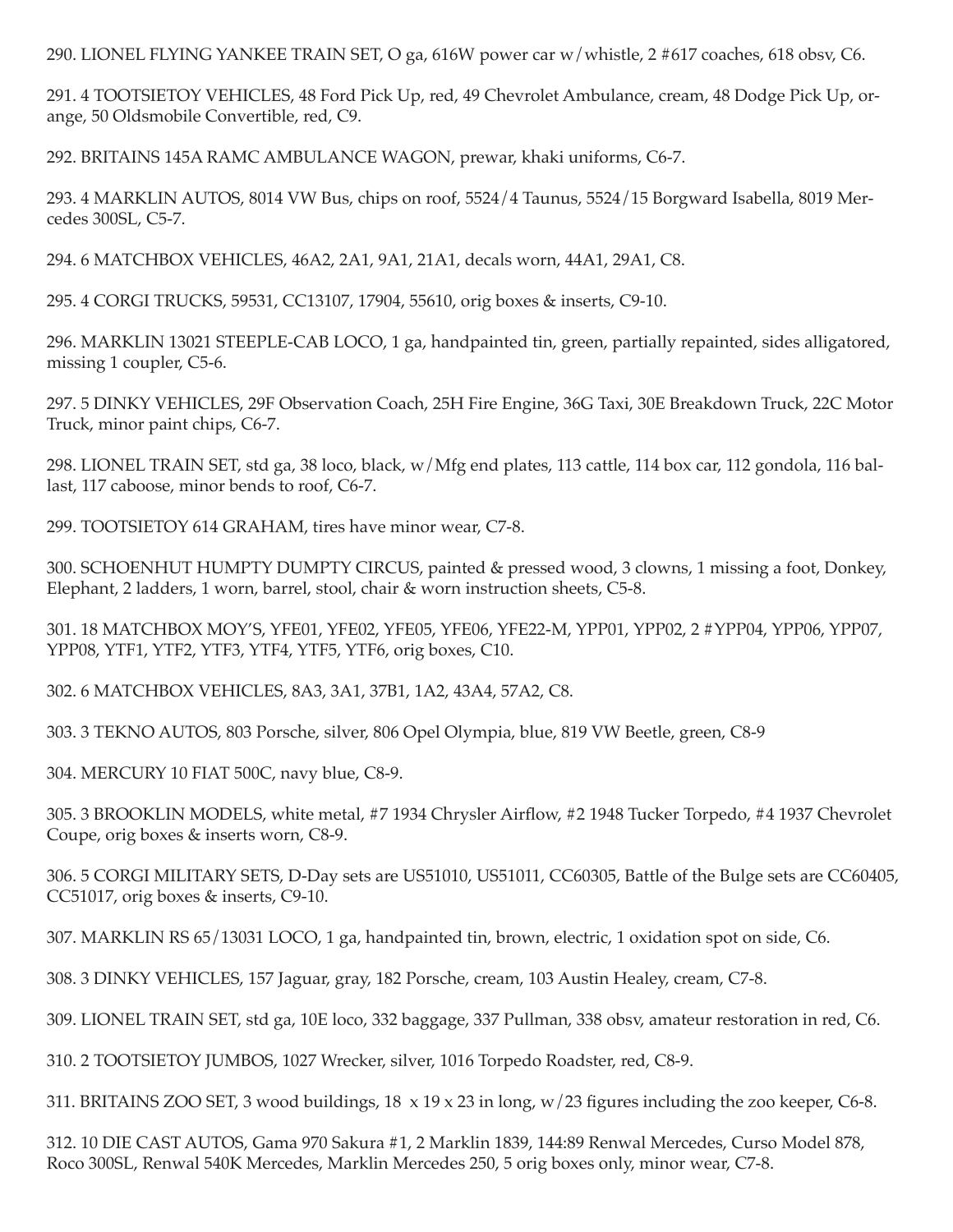290. LIONEL FLYING YANKEE TRAIN SET, O ga, 616W power car w/whistle, 2 #617 coaches, 618 obsv, C6.

291. 4 TOOTSIETOY VEHICLES, 48 Ford Pick Up, red, 49 Chevrolet Ambulance, cream, 48 Dodge Pick Up, orange, 50 Oldsmobile Convertible, red, C9.

292. BRITAINS 145A RAMC AMBULANCE WAGON, prewar, khaki uniforms, C6-7.

293. 4 MARKLIN AUTOS, 8014 VW Bus, chips on roof, 5524/4 Taunus, 5524/15 Borgward Isabella, 8019 Mercedes 300SL, C5-7.

294. 6 MATCHBOX VEHICLES, 46A2, 2A1, 9A1, 21A1, decals worn, 44A1, 29A1, C8.

295. 4 CORGI TRUCKS, 59531, CC13107, 17904, 55610, orig boxes & inserts, C9-10.

296. MARKLIN 13021 STEEPLE-CAB LOCO, 1 ga, handpainted tin, green, partially repainted, sides alligatored, missing 1 coupler, C5-6.

297. 5 DINKY VEHICLES, 29F Observation Coach, 25H Fire Engine, 36G Taxi, 30E Breakdown Truck, 22C Motor Truck, minor paint chips, C6-7.

298. LIONEL TRAIN SET, std ga, 38 loco, black, w/Mfg end plates, 113 cattle, 114 box car, 112 gondola, 116 ballast, 117 caboose, minor bends to roof, C6-7.

299. TOOTSIETOY 614 GRAHAM, tires have minor wear, C7-8.

300. SCHOENHUT HUMPTY DUMPTY CIRCUS, painted & pressed wood, 3 clowns, 1 missing a foot, Donkey, Elephant, 2 ladders, 1 worn, barrel, stool, chair & worn instruction sheets, C5-8.

301. 18 MATCHBOX MOY'S, YFE01, YFE02, YFE05, YFE06, YFE22-M, YPP01, YPP02, 2 #YPP04, YPP06, YPP07, YPP08, YTF1, YTF2, YTF3, YTF4, YTF5, YTF6, orig boxes, C10.

302. 6 MATCHBOX VEHICLES, 8A3, 3A1, 37B1, 1A2, 43A4, 57A2, C8.

303. 3 TEKNO AUTOS, 803 Porsche, silver, 806 Opel Olympia, blue, 819 VW Beetle, green, C8-9

304. MERCURY 10 FIAT 500C, navy blue, C8-9.

305. 3 BROOKLIN MODELS, white metal, #7 1934 Chrysler Airflow, #2 1948 Tucker Torpedo, #4 1937 Chevrolet Coupe, orig boxes & inserts worn, C8-9.

306. 5 CORGI MILITARY SETS, D-Day sets are US51010, US51011, CC60305, Battle of the Bulge sets are CC60405, CC51017, orig boxes & inserts, C9-10.

307. MARKLIN RS 65/13031 LOCO, 1 ga, handpainted tin, brown, electric, 1 oxidation spot on side, C6.

308. 3 DINKY VEHICLES, 157 Jaguar, gray, 182 Porsche, cream, 103 Austin Healey, cream, C7-8.

309. LIONEL TRAIN SET, std ga, 10E loco, 332 baggage, 337 Pullman, 338 obsv, amateur restoration in red, C6.

310. 2 TOOTSIETOY JUMBOS, 1027 Wrecker, silver, 1016 Torpedo Roadster, red, C8-9.

311. BRITAINS ZOO SET, 3 wood buildings, 18 x 19 x 23 in long, w/23 figures including the zoo keeper, C6-8.

312. 10 DIE CAST AUTOS, Gama 970 Sakura #1, 2 Marklin 1839, 144:89 Renwal Mercedes, Curso Model 878, Roco 300SL, Renwal 540K Mercedes, Marklin Mercedes 250, 5 orig boxes only, minor wear, C7-8.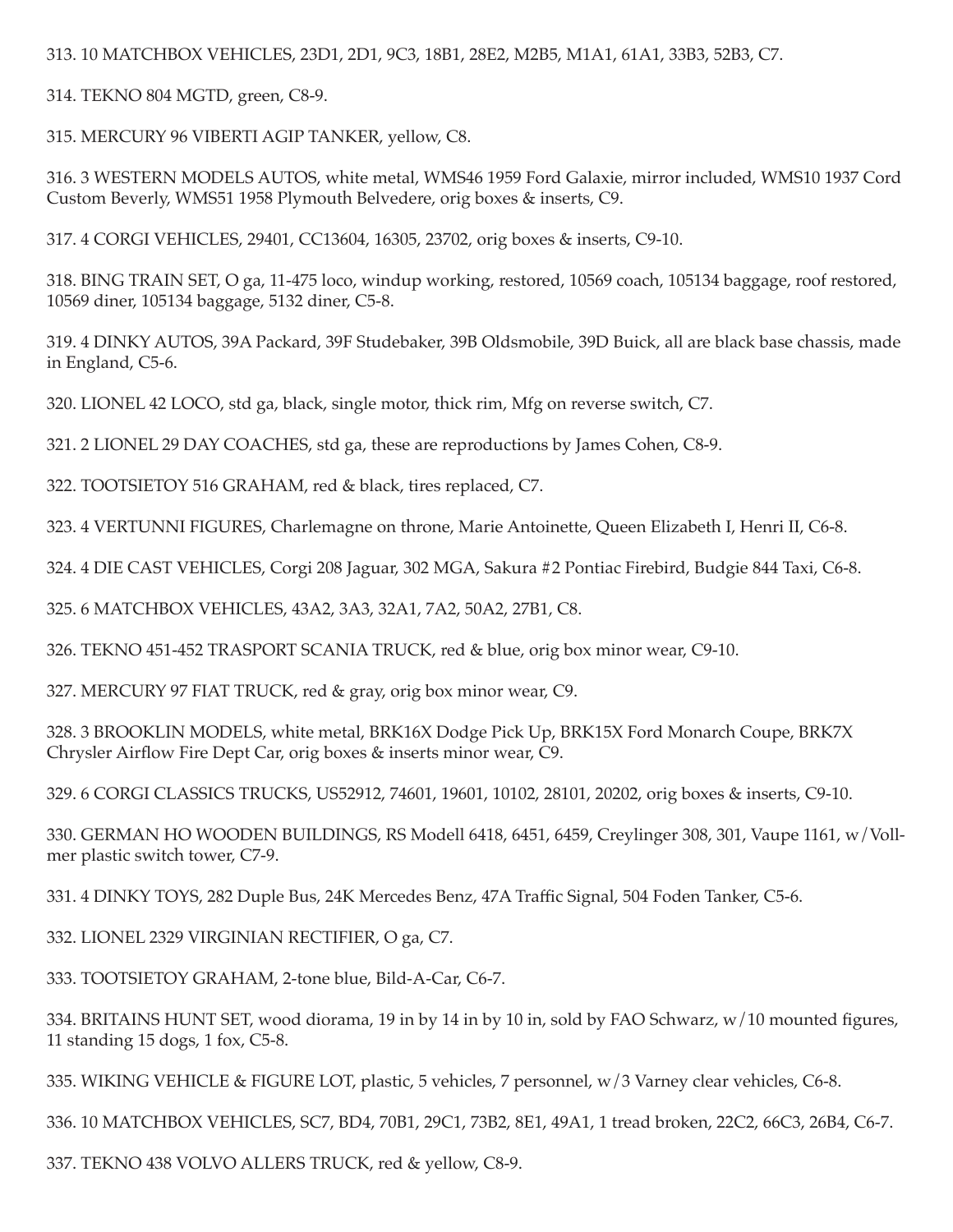313. 10 MATCHBOX VEHICLES, 23D1, 2D1, 9C3, 18B1, 28E2, M2B5, M1A1, 61A1, 33B3, 52B3, C7.

314. TEKNO 804 MGTD, green, C8-9.

315. MERCURY 96 VIBERTI AGIP TANKER, yellow, C8.

316. 3 WESTERN MODELS AUTOS, white metal, WMS46 1959 Ford Galaxie, mirror included, WMS10 1937 Cord Custom Beverly, WMS51 1958 Plymouth Belvedere, orig boxes & inserts, C9.

317. 4 CORGI VEHICLES, 29401, CC13604, 16305, 23702, orig boxes & inserts, C9-10.

318. BING TRAIN SET, O ga, 11-475 loco, windup working, restored, 10569 coach, 105134 baggage, roof restored, 10569 diner, 105134 baggage, 5132 diner, C5-8.

319. 4 DINKY AUTOS, 39A Packard, 39F Studebaker, 39B Oldsmobile, 39D Buick, all are black base chassis, made in England, C5-6.

320. LIONEL 42 LOCO, std ga, black, single motor, thick rim, Mfg on reverse switch, C7.

321. 2 LIONEL 29 DAY COACHES, std ga, these are reproductions by James Cohen, C8-9.

322. TOOTSIETOY 516 GRAHAM, red & black, tires replaced, C7.

323. 4 VERTUNNI FIGURES, Charlemagne on throne, Marie Antoinette, Queen Elizabeth I, Henri II, C6-8.

324. 4 DIE CAST VEHICLES, Corgi 208 Jaguar, 302 MGA, Sakura #2 Pontiac Firebird, Budgie 844 Taxi, C6-8.

325. 6 MATCHBOX VEHICLES, 43A2, 3A3, 32A1, 7A2, 50A2, 27B1, C8.

326. TEKNO 451-452 TRASPORT SCANIA TRUCK, red & blue, orig box minor wear, C9-10.

327. MERCURY 97 FIAT TRUCK, red & gray, orig box minor wear, C9.

328. 3 BROOKLIN MODELS, white metal, BRK16X Dodge Pick Up, BRK15X Ford Monarch Coupe, BRK7X Chrysler Airflow Fire Dept Car, orig boxes & inserts minor wear, C9.

329. 6 CORGI CLASSICS TRUCKS, US52912, 74601, 19601, 10102, 28101, 20202, orig boxes & inserts, C9-10.

330. GERMAN HO WOODEN BUILDINGS, RS Modell 6418, 6451, 6459, Creylinger 308, 301, Vaupe 1161, w/Vollmer plastic switch tower, C7-9.

331. 4 DINKY TOYS, 282 Duple Bus, 24K Mercedes Benz, 47A Traffic Signal, 504 Foden Tanker, C5-6.

332. LIONEL 2329 VIRGINIAN RECTIFIER, O ga, C7.

333. TOOTSIETOY GRAHAM, 2-tone blue, Bild-A-Car, C6-7.

334. BRITAINS HUNT SET, wood diorama, 19 in by 14 in by 10 in, sold by FAO Schwarz, w/10 mounted figures, 11 standing 15 dogs, 1 fox, C5-8.

335. WIKING VEHICLE & FIGURE LOT, plastic, 5 vehicles, 7 personnel, w/3 Varney clear vehicles, C6-8.

336. 10 MATCHBOX VEHICLES, SC7, BD4, 70B1, 29C1, 73B2, 8E1, 49A1, 1 tread broken, 22C2, 66C3, 26B4, C6-7.

337. TEKNO 438 VOLVO ALLERS TRUCK, red & yellow, C8-9.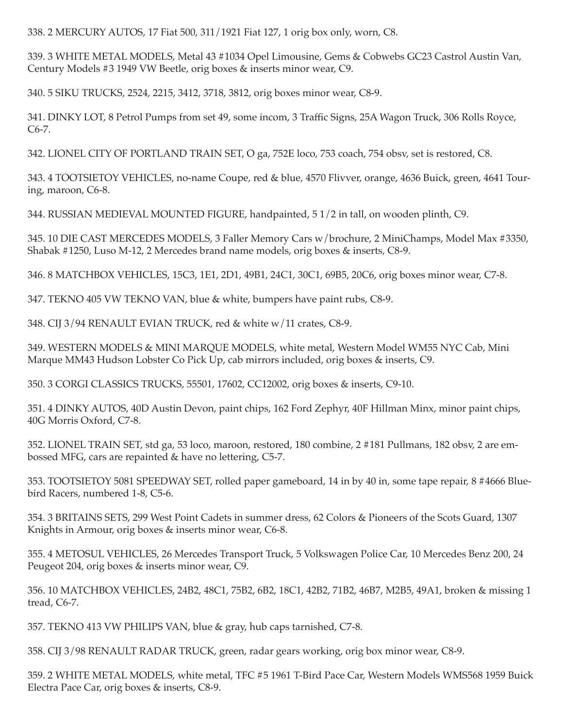338. 2 MERCURY AUTOS, 17 Fiat 500, 311/1921 Fiat 127, 1 orig box only, worn, C8.

339. 3 WHITE METAL MODELS, Metal 43 #1034 Opel Limousine, Gems & Cobwebs GC23 Castrol Austin Van, Century Models #3 1949 VW Beetle, orig boxes & inserts minor wear, C9.

340. 5 SIKU TRUCKS, 2524, 2215, 3412, 3718, 3812, orig boxes minor wear, C8-9.

341. DINKY LOT, 8 Petrol Pumps from set 49, some incom, 3 Traffic Signs, 25A Wagon Truck, 306 Rolls Royce, C6-7.

342. LIONEL CITY OF PORTLAND TRAIN SET, O ga, 752E loco, 753 coach, 754 obsv, set is restored, C8.

343. 4 TOOTSIETOY VEHICLES, no-name Coupe, red & blue, 4570 Flivver, orange, 4636 Buick, green, 4641 Touring, maroon, C6-8.

344. RUSSIAN MEDIEVAL MOUNTED FIGURE, handpainted, 5 1/2 in tall, on wooden plinth, C9.

345. 10 DIE CAST MERCEDES MODELS, 3 Faller Memory Cars w/brochure, 2 MiniChamps, Model Max #3350, Shabak #1250, Luso M-12, 2 Mercedes brand name models, orig boxes & inserts, C8-9.

346. 8 MATCHBOX VEHICLES, 15C3, 1E1, 2D1, 49B1, 24C1, 30C1, 69B5, 20C6, orig boxes minor wear, C7-8.

347. TEKNO 405 VW TEKNO VAN, blue & white, bumpers have paint rubs, C8-9.

348. CIJ 3/94 RENAULT EVIAN TRUCK, red & white w/11 crates, C8-9.

349. WESTERN MODELS & MINI MARQUE MODELS, white metal, Western Model WM55 NYC Cab, Mini Marque MM43 Hudson Lobster Co Pick Up, cab mirrors included, orig boxes & inserts, C9.

350. 3 CORGI CLASSICS TRUCKS, 55501, 17602, CC12002, orig boxes & inserts, C9-10.

351. 4 DINKY AUTOS, 40D Austin Devon, paint chips, 162 Ford Zephyr, 40F Hillman Minx, minor paint chips, 40G Morris Oxford, C7-8.

352. LIONEL TRAIN SET, std ga, 53 loco, maroon, restored, 180 combine, 2 #181 Pullmans, 182 obsv, 2 are embossed MFG, cars are repainted & have no lettering, C5-7.

353. TOOTSIETOY 5081 SPEEDWAY SET, rolled paper gameboard, 14 in by 40 in, some tape repair, 8 #4666 Bluebird Racers, numbered 1-8, C5-6.

354. 3 BRITAINS SETS, 299 West Point Cadets in summer dress, 62 Colors & Pioneers of the Scots Guard, 1307 Knights in Armour, orig boxes & inserts minor wear, C6-8.

355. 4 METOSUL VEHICLES, 26 Mercedes Transport Truck, 5 Volkswagen Police Car, 10 Mercedes Benz 200, 24 Peugeot 204, orig boxes & inserts minor wear, C9.

356. 10 MATCHBOX VEHICLES, 24B2, 48C1, 75B2, 6B2, 18C1, 42B2, 71B2, 46B7, M2B5, 49A1, broken & missing 1 tread, C6-7.

357. TEKNO 413 VW PHILIPS VAN, blue & gray, hub caps tarnished, C7-8.

358. CIJ 3/98 RENAULT RADAR TRUCK, green, radar gears working, orig box minor wear, C8-9.

359. 2 WHITE METAL MODELS, white metal, TFC #5 1961 T-Bird Pace Car, Western Models WMS568 1959 Buick Electra Pace Car, orig boxes & inserts, C8-9.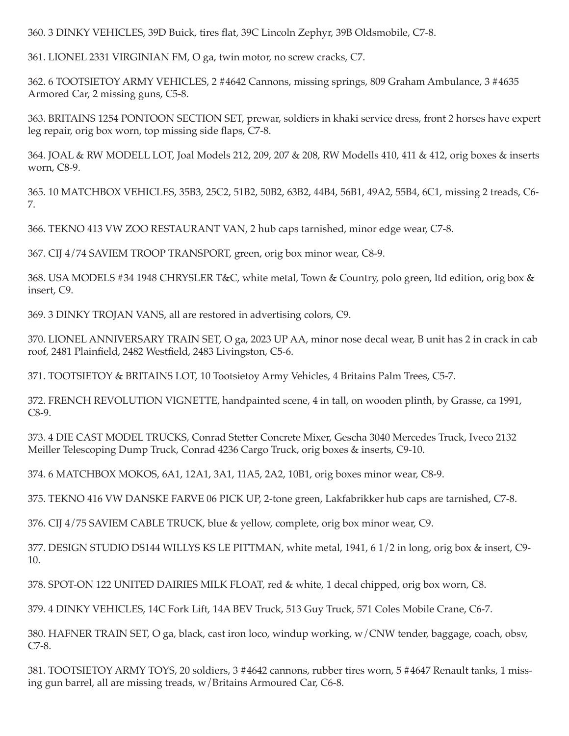360. 3 DINKY VEHICLES, 39D Buick, tires flat, 39C Lincoln Zephyr, 39B Oldsmobile, C7-8.

361. LIONEL 2331 VIRGINIAN FM, O ga, twin motor, no screw cracks, C7.

362. 6 TOOTSIETOY ARMY VEHICLES, 2 #4642 Cannons, missing springs, 809 Graham Ambulance, 3 #4635 Armored Car, 2 missing guns, C5-8.

363. BRITAINS 1254 PONTOON SECTION SET, prewar, soldiers in khaki service dress, front 2 horses have expert leg repair, orig box worn, top missing side flaps, C7-8.

364. JOAL & RW MODELL LOT, Joal Models 212, 209, 207 & 208, RW Modells 410, 411 & 412, orig boxes & inserts worn, C8-9.

365. 10 MATCHBOX VEHICLES, 35B3, 25C2, 51B2, 50B2, 63B2, 44B4, 56B1, 49A2, 55B4, 6C1, missing 2 treads, C6-7.

366. TEKNO 413 VW ZOO RESTAURANT VAN, 2 hub caps tarnished, minor edge wear, C7-8.

367. CIJ 4/74 SAVIEM TROOP TRANSPORT, green, orig box minor wear, C8-9.

368. USA MODELS #34 1948 CHRYSLER T&C, white metal, Town & Country, polo green, ltd edition, orig box & insert, C9.

369. 3 DINKY TROJAN VANS, all are restored in advertising colors, C9.

370. LIONEL ANNIVERSARY TRAIN SET, O ga, 2023 UP AA, minor nose decal wear, B unit has 2 in crack in cab roof, 2481 Plainfield, 2482 Westfield, 2483 Livingston, C5-6.

371. TOOTSIETOY & BRITAINS LOT, 10 Tootsietoy Army Vehicles, 4 Britains Palm Trees, C5-7.

372. FRENCH REVOLUTION VIGNETTE, handpainted scene, 4 in tall, on wooden plinth, by Grasse, ca 1991, C8-9.

373. 4 DIE CAST MODEL TRUCKS, Conrad Stetter Concrete Mixer, Gescha 3040 Mercedes Truck, Iveco 2132 Meiller Telescoping Dump Truck, Conrad 4236 Cargo Truck, orig boxes & inserts, C9-10.

374. 6 MATCHBOX MOKOS, 6A1, 12A1, 3A1, 11A5, 2A2, 10B1, orig boxes minor wear, C8-9.

375. TEKNO 416 VW DANSKE FARVE 06 PICK UP, 2-tone green, Lakfabrikker hub caps are tarnished, C7-8.

376. CIJ 4/75 SAVIEM CABLE TRUCK, blue & yellow, complete, orig box minor wear, C9.

377. DESIGN STUDIO DS144 WILLYS KS LE PITTMAN, white metal, 1941, 6 1/2 in long, orig box & insert, C9-10.

378. SPOT-ON 122 UNITED DAIRIES MILK FLOAT, red & white, 1 decal chipped, orig box worn, C8.

379. 4 DINKY VEHICLES, 14C Fork Lift, 14A BEV Truck, 513 Guy Truck, 571 Coles Mobile Crane, C6-7.

380. HAFNER TRAIN SET, O ga, black, cast iron loco, windup working, w/CNW tender, baggage, coach, obsv, C7-8.

381. TOOTSIETOY ARMY TOYS, 20 soldiers, 3 #4642 cannons, rubber tires worn, 5 #4647 Renault tanks, 1 missing gun barrel, all are missing treads, w/Britains Armoured Car, C6-8.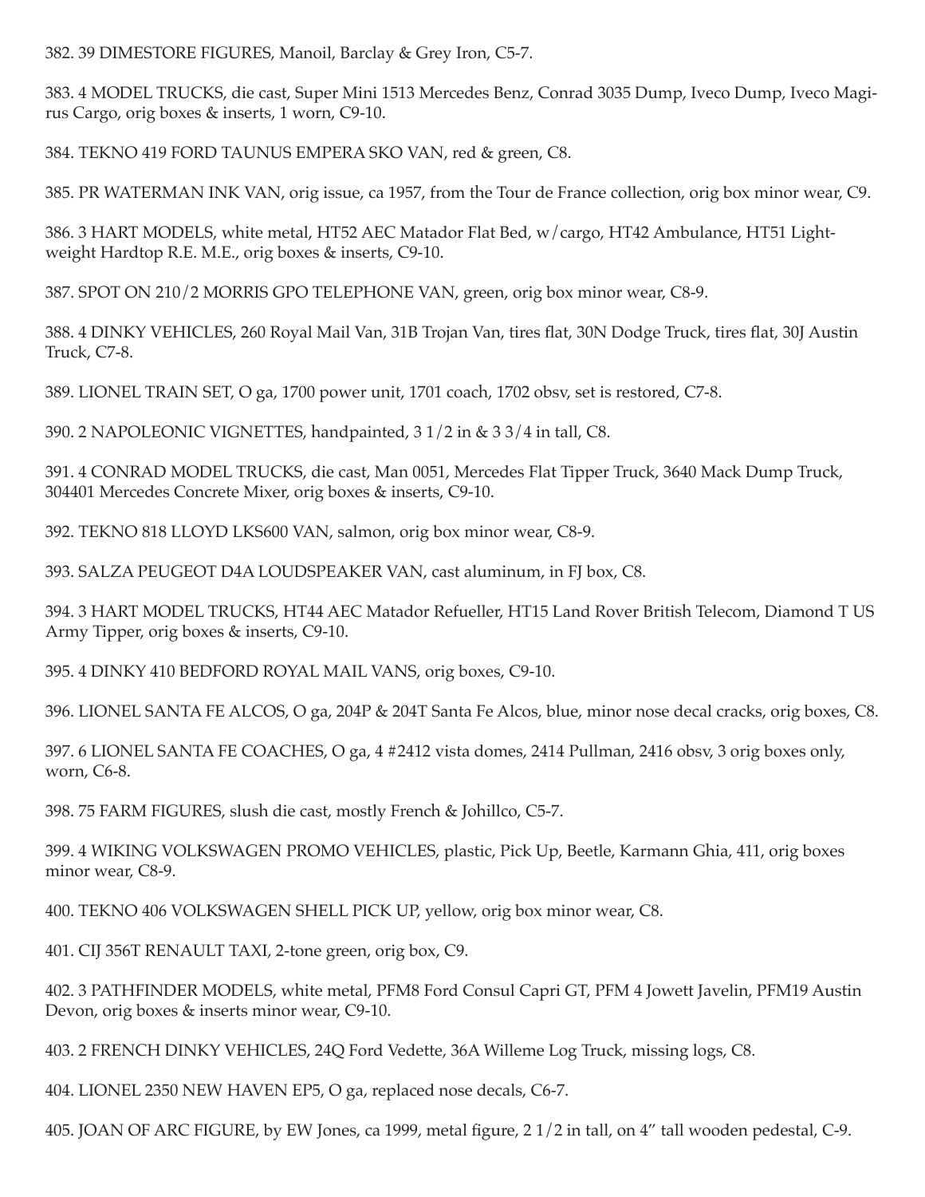382. 39 DIMESTORE FIGURES, Manoil, Barclay & Grey Iron, C5-7.

383. 4 MODEL TRUCKS, die cast, Super Mini 1513 Mercedes Benz, Conrad 3035 Dump, Iveco Dump, Iveco Magirus Cargo, orig boxes & inserts, 1 worn, C9-10.

384. TEKNO 419 FORD TAUNUS EMPERA SKO VAN, red & green, C8.

385. PR WATERMAN INK VAN, orig issue, ca 1957, from the Tour de France collection, orig box minor wear, C9.

386. 3 HART MODELS, white metal, HT52 AEC Matador Flat Bed, w/cargo, HT42 Ambulance, HT51 Lightweight Hardtop R.E. M.E., orig boxes & inserts, C9-10.

387. SPOT ON 210/2 MORRIS GPO TELEPHONE VAN, green, orig box minor wear, C8-9.

388. 4 DINKY VEHICLES, 260 Royal Mail Van, 31B Trojan Van, tires flat, 30N Dodge Truck, tires flat, 30J Austin Truck, C7-8.

389. LIONEL TRAIN SET, O ga, 1700 power unit, 1701 coach, 1702 obsv, set is restored, C7-8.

390. 2 NAPOLEONIC VIGNETTES, handpainted, 3 1/2 in & 3 3/4 in tall, C8.

391. 4 CONRAD MODEL TRUCKS, die cast, Man 0051, Mercedes Flat Tipper Truck, 3640 Mack Dump Truck, 304401 Mercedes Concrete Mixer, orig boxes & inserts, C9-10.

392. TEKNO 818 LLOYD LKS600 VAN, salmon, orig box minor wear, C8-9.

393. SALZA PEUGEOT D4A LOUDSPEAKER VAN, cast aluminum, in FJ box, C8.

394. 3 HART MODEL TRUCKS, HT44 AEC Matador Refueller, HT15 Land Rover British Telecom, Diamond T US Army Tipper, orig boxes & inserts, C9-10.

395. 4 DINKY 410 BEDFORD ROYAL MAIL VANS, orig boxes, C9-10.

396. LIONEL SANTA FE ALCOS, O ga, 204P & 204T Santa Fe Alcos, blue, minor nose decal cracks, orig boxes, C8.

397. 6 LIONEL SANTA FE COACHES, O ga, 4 #2412 vista domes, 2414 Pullman, 2416 obsv, 3 orig boxes only, worn, C6-8.

398. 75 FARM FIGURES, slush die cast, mostly French & Johillco, C5-7.

399. 4 WIKING VOLKSWAGEN PROMO VEHICLES, plastic, Pick Up, Beetle, Karmann Ghia, 411, orig boxes minor wear, C8-9.

400. TEKNO 406 VOLKSWAGEN SHELL PICK UP, yellow, orig box minor wear, C8.

401. CIJ 356T RENAULT TAXI, 2-tone green, orig box, C9.

402. 3 PATHFINDER MODELS, white metal, PFM8 Ford Consul Capri GT, PFM 4 Jowett Javelin, PFM19 Austin Devon, orig boxes & inserts minor wear, C9-10.

403. 2 FRENCH DINKY VEHICLES, 24Q Ford Vedette, 36A Willeme Log Truck, missing logs, C8.

404. LIONEL 2350 NEW HAVEN EP5, O ga, replaced nose decals, C6-7.

405. JOAN OF ARC FIGURE, by EW Jones, ca 1999, metal figure, 2 1/2 in tall, on 4” tall wooden pedestal, C-9.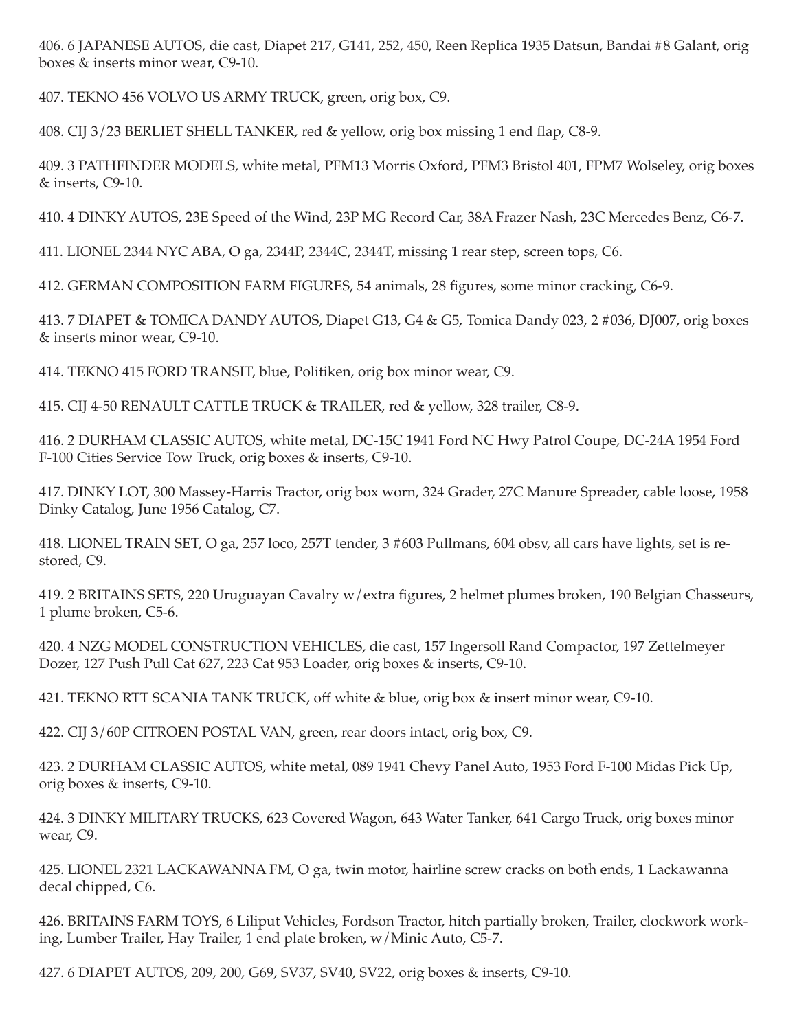406. 6 JAPANESE AUTOS, die cast, Diapet 217, G141, 252, 450, Reen Replica 1935 Datsun, Bandai #8 Galant, orig boxes & inserts minor wear, C9-10.

407. TEKNO 456 VOLVO US ARMY TRUCK, green, orig box, C9.

408. CIJ 3/23 BERLIET SHELL TANKER, red & yellow, orig box missing 1 end flap, C8-9.

409. 3 PATHFINDER MODELS, white metal, PFM13 Morris Oxford, PFM3 Bristol 401, FPM7 Wolseley, orig boxes & inserts, C9-10.

410. 4 DINKY AUTOS, 23E Speed of the Wind, 23P MG Record Car, 38A Frazer Nash, 23C Mercedes Benz, C6-7.

411. LIONEL 2344 NYC ABA, O ga, 2344P, 2344C, 2344T, missing 1 rear step, screen tops, C6.

412. GERMAN COMPOSITION FARM FIGURES, 54 animals, 28 figures, some minor cracking, C6-9.

413. 7 DIAPET & TOMICA DANDY AUTOS, Diapet G13, G4 & G5, Tomica Dandy 023, 2 #036, DJ007, orig boxes & inserts minor wear, C9-10.

414. TEKNO 415 FORD TRANSIT, blue, Politiken, orig box minor wear, C9.

415. CIJ 4-50 RENAULT CATTLE TRUCK & TRAILER, red & yellow, 328 trailer, C8-9.

416. 2 DURHAM CLASSIC AUTOS, white metal, DC-15C 1941 Ford NC Hwy Patrol Coupe, DC-24A 1954 Ford F-100 Cities Service Tow Truck, orig boxes & inserts, C9-10.

417. DINKY LOT, 300 Massey-Harris Tractor, orig box worn, 324 Grader, 27C Manure Spreader, cable loose, 1958 Dinky Catalog, June 1956 Catalog, C7.

418. LIONEL TRAIN SET, O ga, 257 loco, 257T tender, 3 #603 Pullmans, 604 obsv, all cars have lights, set is restored, C9.

419. 2 BRITAINS SETS, 220 Uruguayan Cavalry w/extra figures, 2 helmet plumes broken, 190 Belgian Chasseurs, 1 plume broken, C5-6.

420. 4 NZG MODEL CONSTRUCTION VEHICLES, die cast, 157 Ingersoll Rand Compactor, 197 Zettelmeyer Dozer, 127 Push Pull Cat 627, 223 Cat 953 Loader, orig boxes & inserts, C9-10.

421. TEKNO RTT SCANIA TANK TRUCK, off white & blue, orig box & insert minor wear, C9-10.

422. CIJ 3/60P CITROEN POSTAL VAN, green, rear doors intact, orig box, C9.

423. 2 DURHAM CLASSIC AUTOS, white metal, 089 1941 Chevy Panel Auto, 1953 Ford F-100 Midas Pick Up, orig boxes & inserts, C9-10.

424. 3 DINKY MILITARY TRUCKS, 623 Covered Wagon, 643 Water Tanker, 641 Cargo Truck, orig boxes minor wear, C9.

425. LIONEL 2321 LACKAWANNA FM, O ga, twin motor, hairline screw cracks on both ends, 1 Lackawanna decal chipped, C6.

426. BRITAINS FARM TOYS, 6 Liliput Vehicles, Fordson Tractor, hitch partially broken, Trailer, clockwork working, Lumber Trailer, Hay Trailer, 1 end plate broken, w/Minic Auto, C5-7.

427. 6 DIAPET AUTOS, 209, 200, G69, SV37, SV40, SV22, orig boxes & inserts, C9-10.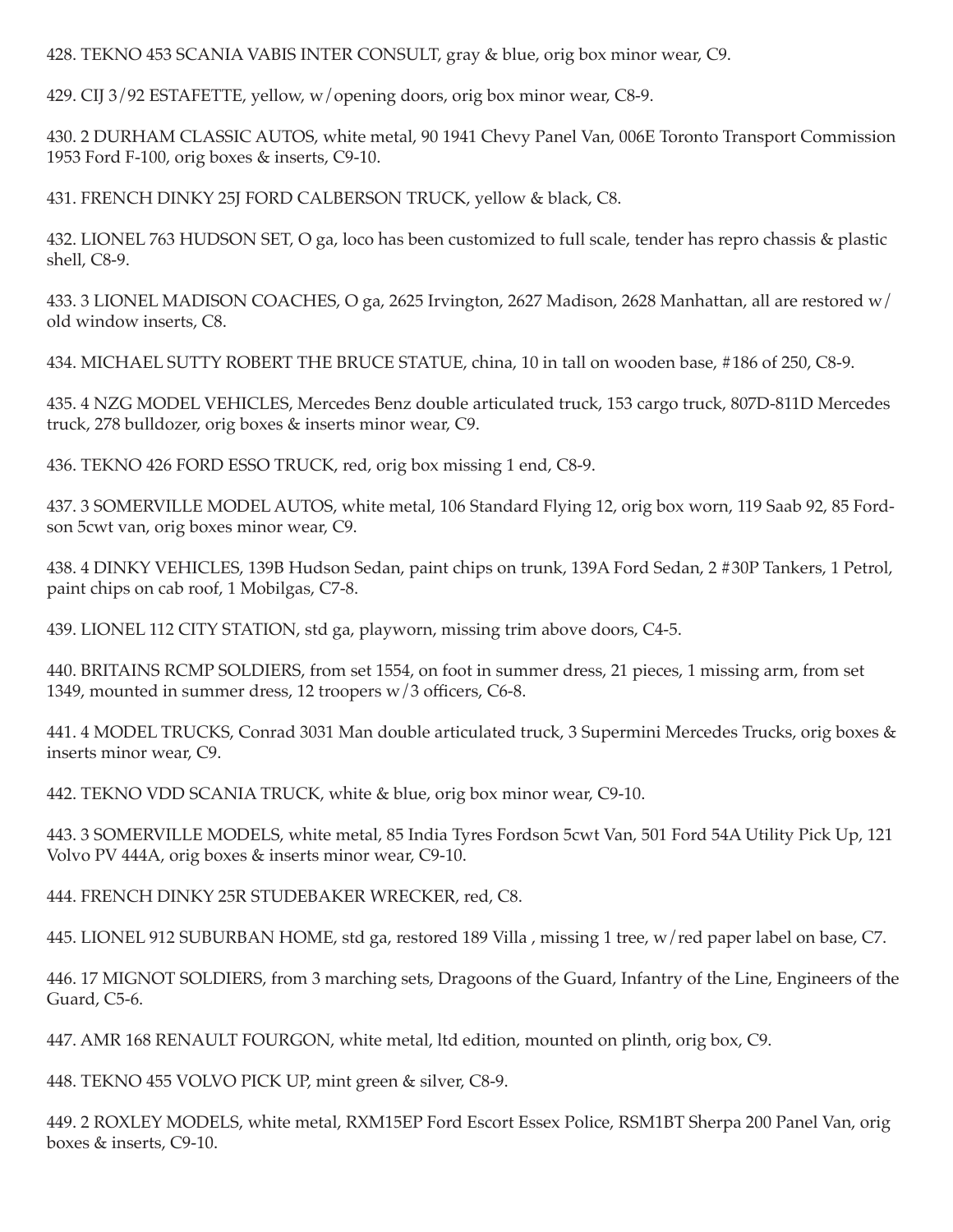428. TEKNO 453 SCANIA VABIS INTER CONSULT, gray & blue, orig box minor wear, C9.

429. CIJ 3/92 ESTAFETTE, yellow, w/opening doors, orig box minor wear, C8-9.

430. 2 DURHAM CLASSIC AUTOS, white metal, 90 1941 Chevy Panel Van, 006E Toronto Transport Commission 1953 Ford F-100, orig boxes & inserts, C9-10.

431. FRENCH DINKY 25J FORD CALBERSON TRUCK, yellow & black, C8.

432. LIONEL 763 HUDSON SET, O ga, loco has been customized to full scale, tender has repro chassis & plastic shell, C8-9.

433. 3 LIONEL MADISON COACHES, O ga, 2625 Irvington, 2627 Madison, 2628 Manhattan, all are restored w/ old window inserts, C8.

434. MICHAEL SUTTY ROBERT THE BRUCE STATUE, china, 10 in tall on wooden base, #186 of 250, C8-9.

435. 4 NZG MODEL VEHICLES, Mercedes Benz double articulated truck, 153 cargo truck, 807D-811D Mercedes truck, 278 bulldozer, orig boxes & inserts minor wear, C9.

436. TEKNO 426 FORD ESSO TRUCK, red, orig box missing 1 end, C8-9.

437. 3 SOMERVILLE MODEL AUTOS, white metal, 106 Standard Flying 12, orig box worn, 119 Saab 92, 85 Fordson 5cwt van, orig boxes minor wear, C9.

438. 4 DINKY VEHICLES, 139B Hudson Sedan, paint chips on trunk, 139A Ford Sedan, 2 #30P Tankers, 1 Petrol, paint chips on cab roof, 1 Mobilgas, C7-8.

439. LIONEL 112 CITY STATION, std ga, playworn, missing trim above doors, C4-5.

440. BRITAINS RCMP SOLDIERS, from set 1554, on foot in summer dress, 21 pieces, 1 missing arm, from set 1349, mounted in summer dress, 12 troopers w/3 officers, C6-8.

441. 4 MODEL TRUCKS, Conrad 3031 Man double articulated truck, 3 Supermini Mercedes Trucks, orig boxes & inserts minor wear, C9.

442. TEKNO VDD SCANIA TRUCK, white & blue, orig box minor wear, C9-10.

443. 3 SOMERVILLE MODELS, white metal, 85 India Tyres Fordson 5cwt Van, 501 Ford 54A Utility Pick Up, 121 Volvo PV 444A, orig boxes & inserts minor wear, C9-10.

444. FRENCH DINKY 25R STUDEBAKER WRECKER, red, C8.

445. LIONEL 912 SUBURBAN HOME, std ga, restored 189 Villa , missing 1 tree, w/red paper label on base, C7.

446. 17 MIGNOT SOLDIERS, from 3 marching sets, Dragoons of the Guard, Infantry of the Line, Engineers of the Guard, C5-6.

447. AMR 168 RENAULT FOURGON, white metal, ltd edition, mounted on plinth, orig box, C9.

448. TEKNO 455 VOLVO PICK UP, mint green & silver, C8-9.

449. 2 ROXLEY MODELS, white metal, RXM15EP Ford Escort Essex Police, RSM1BT Sherpa 200 Panel Van, orig boxes & inserts, C9-10.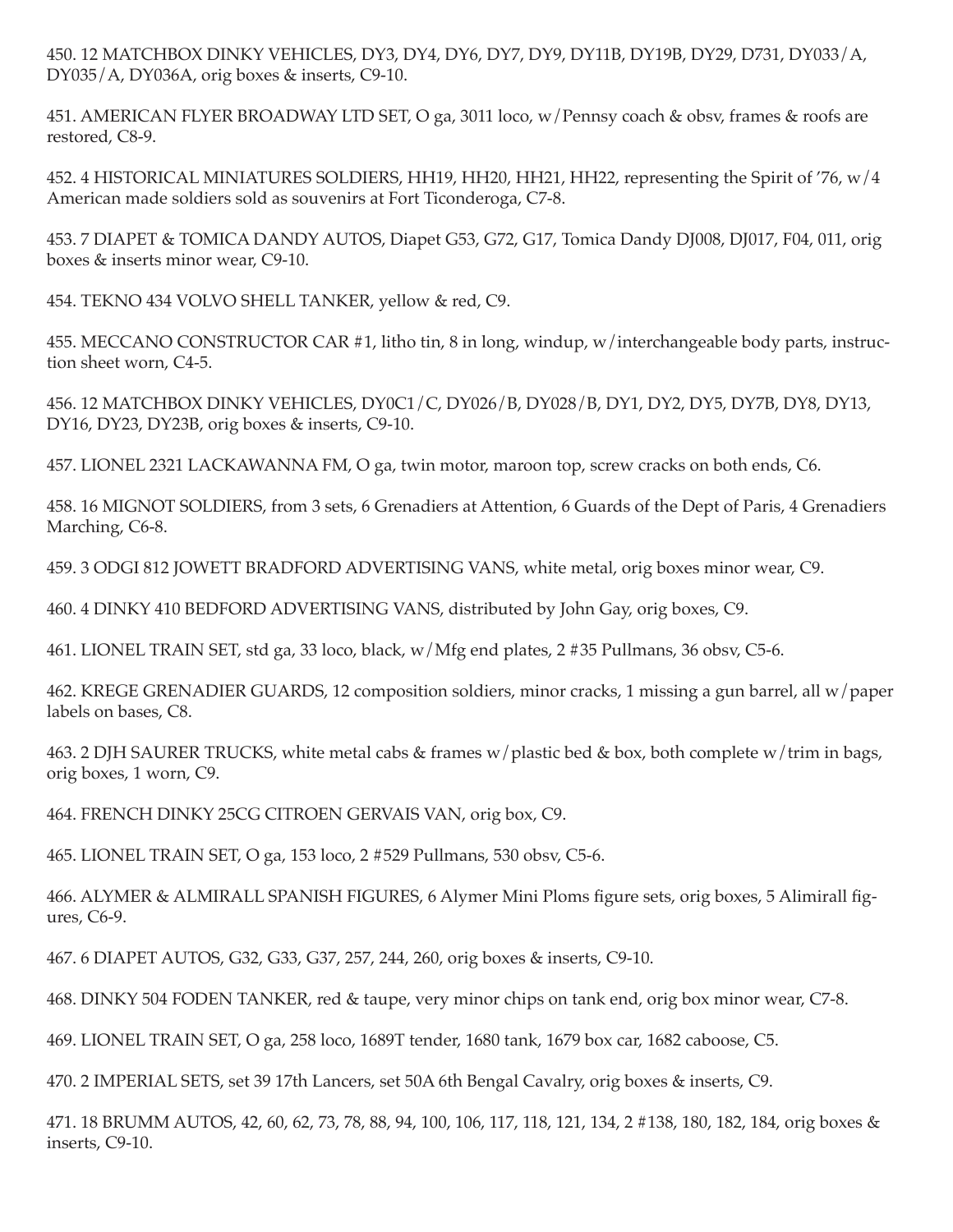450. 12 MATCHBOX DINKY VEHICLES, DY3, DY4, DY6, DY7, DY9, DY11B, DY19B, DY29, D731, DY033/A, DY035/A, DY036A, orig boxes & inserts, C9-10.

451. AMERICAN FLYER BROADWAY LTD SET, O ga, 3011 loco, w/Pennsy coach & obsv, frames & roofs are restored, C8-9.

452. 4 HISTORICAL MINIATURES SOLDIERS, HH19, HH20, HH21, HH22, representing the Spirit of '76, w/4 American made soldiers sold as souvenirs at Fort Ticonderoga, C7-8.

453. 7 DIAPET & TOMICA DANDY AUTOS, Diapet G53, G72, G17, Tomica Dandy DJ008, DJ017, F04, 011, orig boxes & inserts minor wear, C9-10.

454. TEKNO 434 VOLVO SHELL TANKER, yellow & red, C9.

455. MECCANO CONSTRUCTOR CAR #1, litho tin, 8 in long, windup, w/interchangeable body parts, instruction sheet worn, C4-5.

456. 12 MATCHBOX DINKY VEHICLES, DY0C1/C, DY026/B, DY028/B, DY1, DY2, DY5, DY7B, DY8, DY13, DY16, DY23, DY23B, orig boxes & inserts, C9-10.

457. LIONEL 2321 LACKAWANNA FM, O ga, twin motor, maroon top, screw cracks on both ends, C6.

458. 16 MIGNOT SOLDIERS, from 3 sets, 6 Grenadiers at Attention, 6 Guards of the Dept of Paris, 4 Grenadiers Marching, C6-8.

459. 3 ODGI 812 JOWETT BRADFORD ADVERTISING VANS, white metal, orig boxes minor wear, C9.

460. 4 DINKY 410 BEDFORD ADVERTISING VANS, distributed by John Gay, orig boxes, C9.

461. LIONEL TRAIN SET, std ga, 33 loco, black, w/Mfg end plates, 2 #35 Pullmans, 36 obsv, C5-6.

462. KREGE GRENADIER GUARDS, 12 composition soldiers, minor cracks, 1 missing a gun barrel, all w/paper labels on bases, C8.

463. 2 DJH SAURER TRUCKS, white metal cabs & frames w/plastic bed & box, both complete w/trim in bags, orig boxes, 1 worn, C9.

464. FRENCH DINKY 25CG CITROEN GERVAIS VAN, orig box, C9.

465. LIONEL TRAIN SET, O ga, 153 loco, 2 #529 Pullmans, 530 obsv, C5-6.

466. ALYMER & ALMIRALL SPANISH FIGURES, 6 Alymer Mini Ploms figure sets, orig boxes, 5 Alimirall figures, C6-9.

467. 6 DIAPET AUTOS, G32, G33, G37, 257, 244, 260, orig boxes & inserts, C9-10.

468. DINKY 504 FODEN TANKER, red & taupe, very minor chips on tank end, orig box minor wear, C7-8.

469. LIONEL TRAIN SET, O ga, 258 loco, 1689T tender, 1680 tank, 1679 box car, 1682 caboose, C5.

470. 2 IMPERIAL SETS, set 39 17th Lancers, set 50A 6th Bengal Cavalry, orig boxes & inserts, C9.

471. 18 BRUMM AUTOS, 42, 60, 62, 73, 78, 88, 94, 100, 106, 117, 118, 121, 134, 2 #138, 180, 182, 184, orig boxes & inserts, C9-10.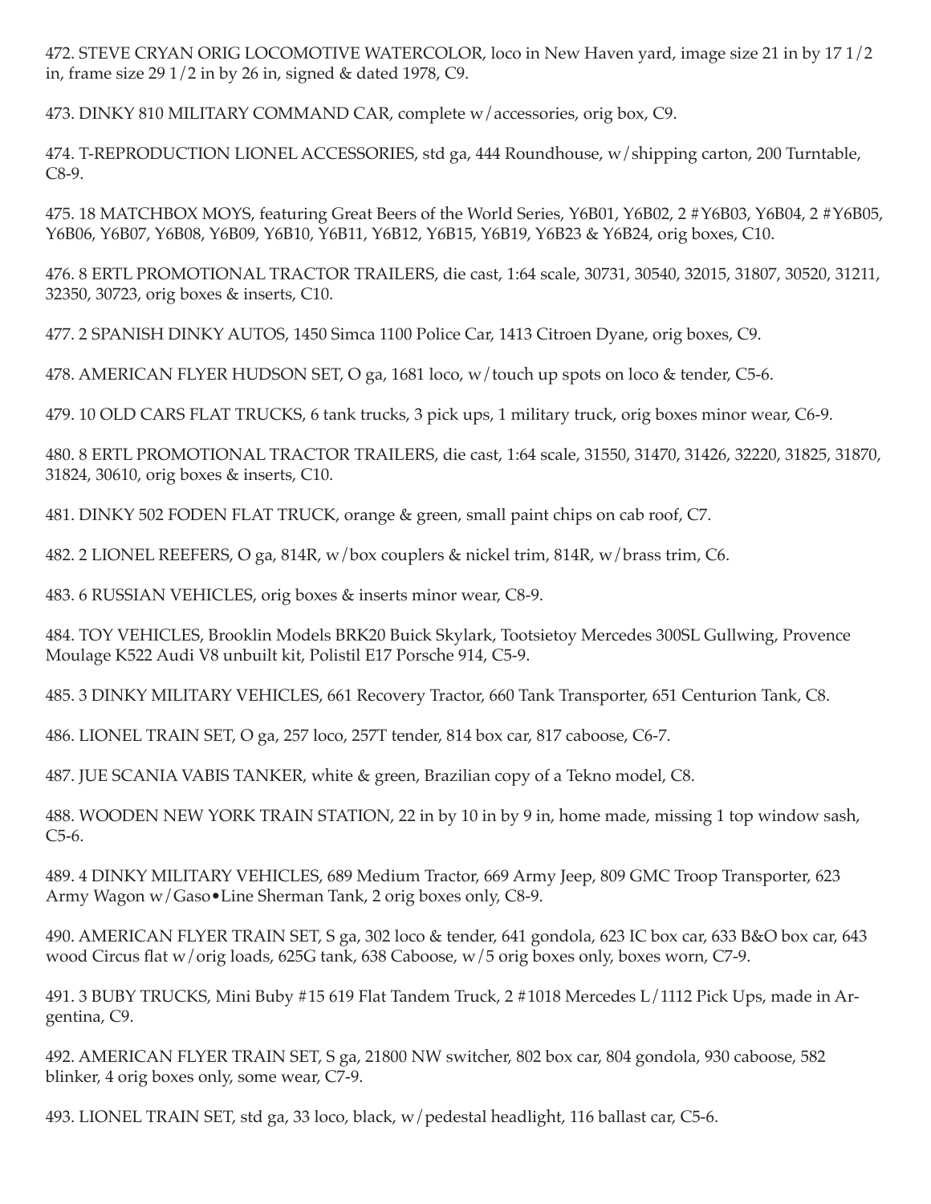472. STEVE CRYAN ORIG LOCOMOTIVE WATERCOLOR, loco in New Haven yard, image size 21 in by 17 1/2 in, frame size 29 1/2 in by 26 in, signed & dated 1978, C9.

473. DINKY 810 MILITARY COMMAND CAR, complete w/accessories, orig box, C9.

474. T-REPRODUCTION LIONEL ACCESSORIES, std ga, 444 Roundhouse, w/shipping carton, 200 Turntable, C8-9.

475. 18 MATCHBOX MOYS, featuring Great Beers of the World Series, Y6B01, Y6B02, 2 #Y6B03, Y6B04, 2 #Y6B05, Y6B06, Y6B07, Y6B08, Y6B09, Y6B10, Y6B11, Y6B12, Y6B15, Y6B19, Y6B23 & Y6B24, orig boxes, C10.

476. 8 ERTL PROMOTIONAL TRACTOR TRAILERS, die cast, 1:64 scale, 30731, 30540, 32015, 31807, 30520, 31211, 32350, 30723, orig boxes & inserts, C10.

477. 2 SPANISH DINKY AUTOS, 1450 Simca 1100 Police Car, 1413 Citroen Dyane, orig boxes, C9.

478. AMERICAN FLYER HUDSON SET, O ga, 1681 loco, w/touch up spots on loco & tender, C5-6.

479. 10 OLD CARS FLAT TRUCKS, 6 tank trucks, 3 pick ups, 1 military truck, orig boxes minor wear, C6-9.

480. 8 ERTL PROMOTIONAL TRACTOR TRAILERS, die cast, 1:64 scale, 31550, 31470, 31426, 32220, 31825, 31870, 31824, 30610, orig boxes & inserts, C10.

481. DINKY 502 FODEN FLAT TRUCK, orange & green, small paint chips on cab roof, C7.

482. 2 LIONEL REEFERS, O ga, 814R, w/box couplers & nickel trim, 814R, w/brass trim, C6.

483. 6 RUSSIAN VEHICLES, orig boxes & inserts minor wear, C8-9.

484. TOY VEHICLES, Brooklin Models BRK20 Buick Skylark, Tootsietoy Mercedes 300SL Gullwing, Provence Moulage K522 Audi V8 unbuilt kit, Polistil E17 Porsche 914, C5-9.

485. 3 DINKY MILITARY VEHICLES, 661 Recovery Tractor, 660 Tank Transporter, 651 Centurion Tank, C8.

486. LIONEL TRAIN SET, O ga, 257 loco, 257T tender, 814 box car, 817 caboose, C6-7.

487. JUE SCANIA VABIS TANKER, white & green, Brazilian copy of a Tekno model, C8.

488. WOODEN NEW YORK TRAIN STATION, 22 in by 10 in by 9 in, home made, missing 1 top window sash, C5-6.

489. 4 DINKY MILITARY VEHICLES, 689 Medium Tractor, 669 Army Jeep, 809 GMC Troop Transporter, 623 Army Wagon w/Gaso•Line Sherman Tank, 2 orig boxes only, C8-9.

490. AMERICAN FLYER TRAIN SET, S ga, 302 loco & tender, 641 gondola, 623 IC box car, 633 B&O box car, 643 wood Circus flat w/orig loads, 625G tank, 638 Caboose, w/5 orig boxes only, boxes worn, C7-9.

491. 3 BUBY TRUCKS, Mini Buby #15 619 Flat Tandem Truck, 2 #1018 Mercedes L/1112 Pick Ups, made in Argentina, C9.

492. AMERICAN FLYER TRAIN SET, S ga, 21800 NW switcher, 802 box car, 804 gondola, 930 caboose, 582 blinker, 4 orig boxes only, some wear, C7-9.

493. LIONEL TRAIN SET, std ga, 33 loco, black, w/pedestal headlight, 116 ballast car, C5-6.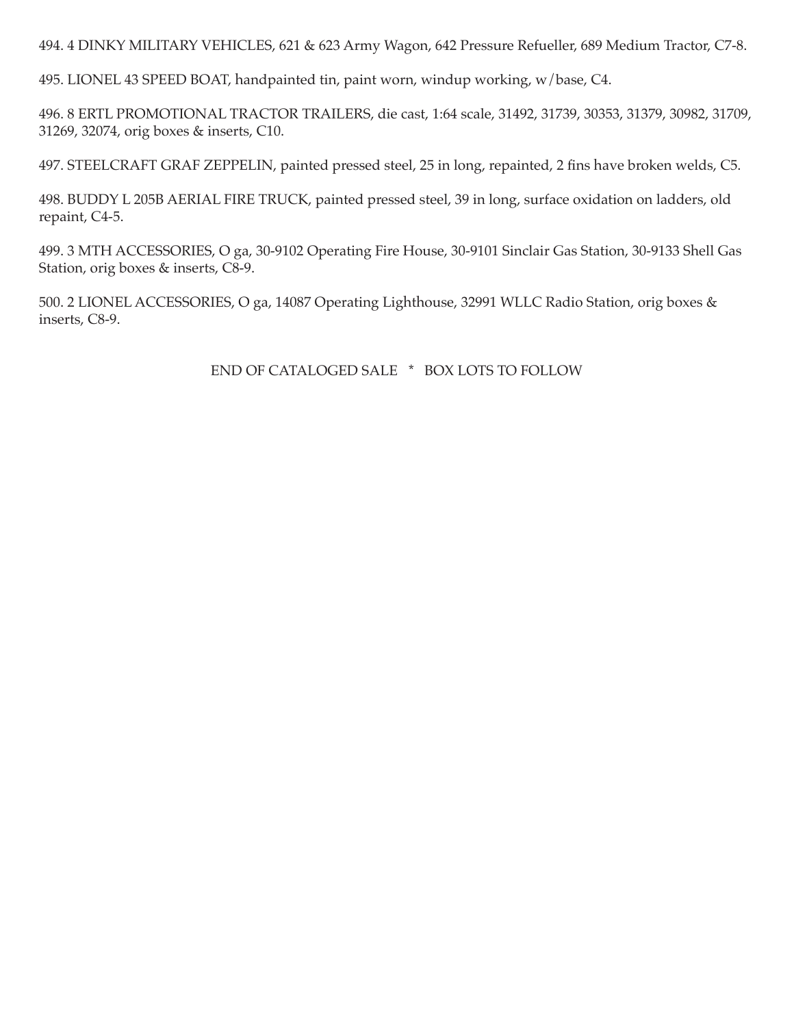494. 4 DINKY MILITARY VEHICLES, 621 & 623 Army Wagon, 642 Pressure Refueller, 689 Medium Tractor, C7-8.

495. LIONEL 43 SPEED BOAT, handpainted tin, paint worn, windup working, w/base, C4.

496. 8 ERTL PROMOTIONAL TRACTOR TRAILERS, die cast, 1:64 scale, 31492, 31739, 30353, 31379, 30982, 31709, 31269, 32074, orig boxes & inserts, C10.

497. STEELCRAFT GRAF ZEPPELIN, painted pressed steel, 25 in long, repainted, 2 fins have broken welds, C5.

498. BUDDY L 205B AERIAL FIRE TRUCK, painted pressed steel, 39 in long, surface oxidation on ladders, old repaint, C4-5.

499. 3 MTH ACCESSORIES, O ga, 30-9102 Operating Fire House, 30-9101 Sinclair Gas Station, 30-9133 Shell Gas Station, orig boxes & inserts, C8-9.

500. 2 LIONEL ACCESSORIES, O ga, 14087 Operating Lighthouse, 32991 WLLC Radio Station, orig boxes & inserts, C8-9.

END OF CATALOGED SALE * BOX LOTS TO FOLLOW